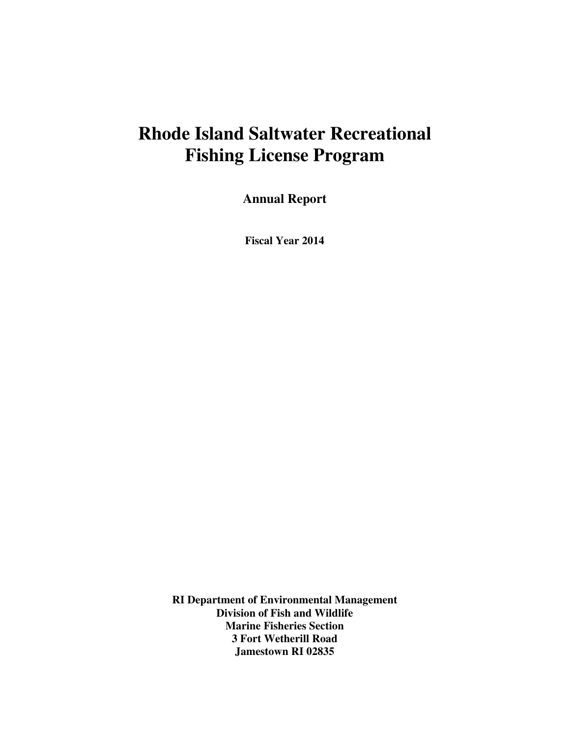# Rhode Island Saltwater Recreational Fishing License Program

## Annual Report

### Fiscal Year 2014

**RI Department of Environmental Management**
**Division of Fish and Wildlife**
**Marine Fisheries Section**
**3 Fort Wetherill Road**
**Jamestown RI 02835**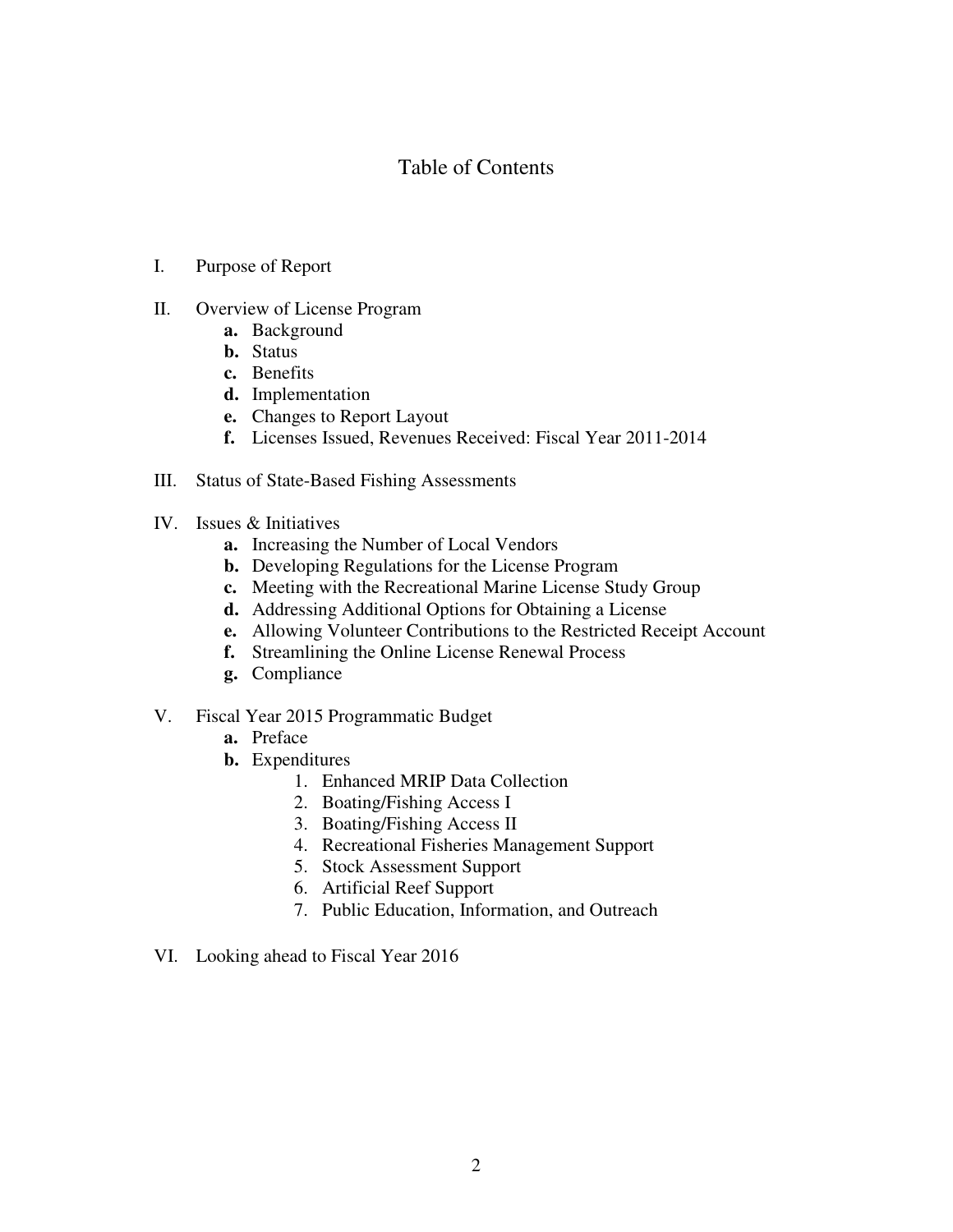# Table of Contents

I. Purpose of Report

II. Overview of License Program
  - **a.** Background
  - **b.** Status
  - **c.** Benefits
  - **d.** Implementation
  - **e.** Changes to Report Layout
  - **f.** Licenses Issued, Revenues Received: Fiscal Year 2011-2014

III. Status of State-Based Fishing Assessments

IV. Issues & Initiatives
  - **a.** Increasing the Number of Local Vendors
  - **b.** Developing Regulations for the License Program
  - **c.** Meeting with the Recreational Marine License Study Group
  - **d.** Addressing Additional Options for Obtaining a License
  - **e.** Allowing Volunteer Contributions to the Restricted Receipt Account
  - **f.** Streamlining the Online License Renewal Process
  - **g.** Compliance

V. Fiscal Year 2015 Programmatic Budget
  - **a.** Preface
  - **b.** Expenditures
    1. Enhanced MRIP Data Collection
    2. Boating/Fishing Access I
    3. Boating/Fishing Access II
    4. Recreational Fisheries Management Support
    5. Stock Assessment Support
    6. Artificial Reef Support
    7. Public Education, Information, and Outreach

VI. Looking ahead to Fiscal Year 2016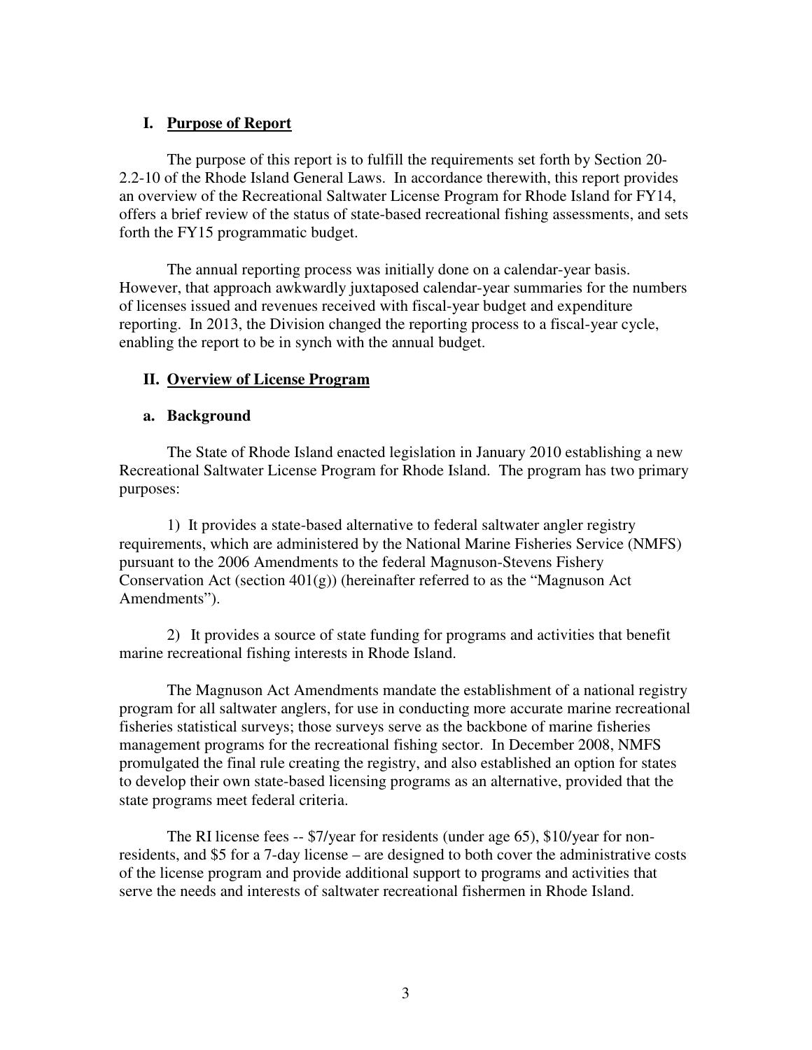## I. Purpose of Report

The purpose of this report is to fulfill the requirements set forth by Section 20-2.2-10 of the Rhode Island General Laws. In accordance therewith, this report provides an overview of the Recreational Saltwater License Program for Rhode Island for FY14, offers a brief review of the status of state-based recreational fishing assessments, and sets forth the FY15 programmatic budget.

The annual reporting process was initially done on a calendar-year basis. However, that approach awkwardly juxtaposed calendar-year summaries for the numbers of licenses issued and revenues received with fiscal-year budget and expenditure reporting. In 2013, the Division changed the reporting process to a fiscal-year cycle, enabling the report to be in synch with the annual budget.

## II. Overview of License Program

### a. Background

The State of Rhode Island enacted legislation in January 2010 establishing a new Recreational Saltwater License Program for Rhode Island. The program has two primary purposes:

1) It provides a state-based alternative to federal saltwater angler registry requirements, which are administered by the National Marine Fisheries Service (NMFS) pursuant to the 2006 Amendments to the federal Magnuson-Stevens Fishery Conservation Act (section 401(g)) (hereinafter referred to as the "Magnuson Act Amendments").

2) It provides a source of state funding for programs and activities that benefit marine recreational fishing interests in Rhode Island.

The Magnuson Act Amendments mandate the establishment of a national registry program for all saltwater anglers, for use in conducting more accurate marine recreational fisheries statistical surveys; those surveys serve as the backbone of marine fisheries management programs for the recreational fishing sector. In December 2008, NMFS promulgated the final rule creating the registry, and also established an option for states to develop their own state-based licensing programs as an alternative, provided that the state programs meet federal criteria.

The RI license fees -- $7/year for residents (under age 65), $10/year for non-residents, and $5 for a 7-day license – are designed to both cover the administrative costs of the license program and provide additional support to programs and activities that serve the needs and interests of saltwater recreational fishermen in Rhode Island.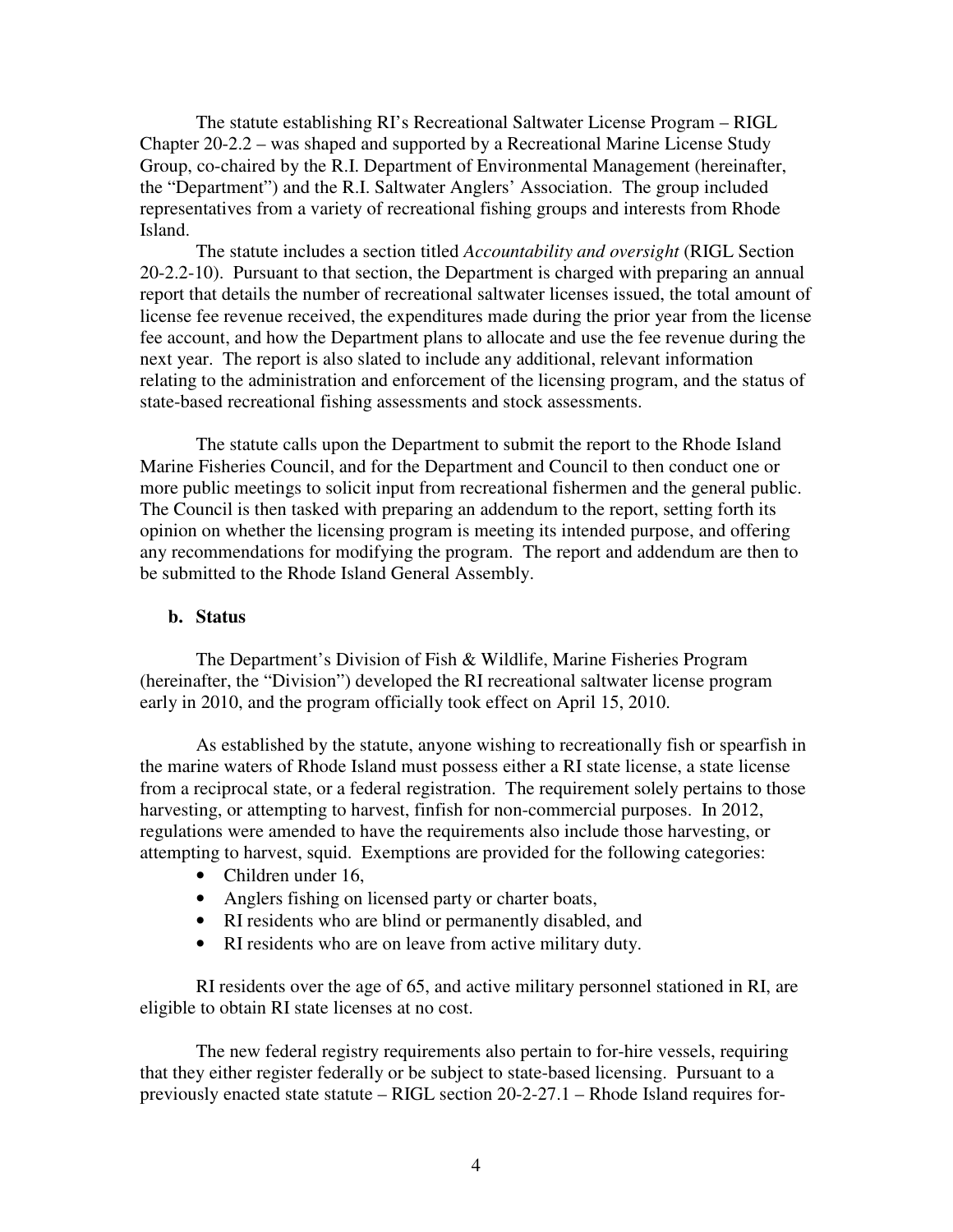The statute establishing RI's Recreational Saltwater License Program – RIGL Chapter 20-2.2 – was shaped and supported by a Recreational Marine License Study Group, co-chaired by the R.I. Department of Environmental Management (hereinafter, the "Department") and the R.I. Saltwater Anglers' Association. The group included representatives from a variety of recreational fishing groups and interests from Rhode Island.

The statute includes a section titled *Accountability and oversight* (RIGL Section 20-2.2-10). Pursuant to that section, the Department is charged with preparing an annual report that details the number of recreational saltwater licenses issued, the total amount of license fee revenue received, the expenditures made during the prior year from the license fee account, and how the Department plans to allocate and use the fee revenue during the next year. The report is also slated to include any additional, relevant information relating to the administration and enforcement of the licensing program, and the status of state-based recreational fishing assessments and stock assessments.

The statute calls upon the Department to submit the report to the Rhode Island Marine Fisheries Council, and for the Department and Council to then conduct one or more public meetings to solicit input from recreational fishermen and the general public. The Council is then tasked with preparing an addendum to the report, setting forth its opinion on whether the licensing program is meeting its intended purpose, and offering any recommendations for modifying the program. The report and addendum are then to be submitted to the Rhode Island General Assembly.

### b. Status

The Department's Division of Fish & Wildlife, Marine Fisheries Program (hereinafter, the "Division") developed the RI recreational saltwater license program early in 2010, and the program officially took effect on April 15, 2010.

As established by the statute, anyone wishing to recreationally fish or spearfish in the marine waters of Rhode Island must possess either a RI state license, a state license from a reciprocal state, or a federal registration. The requirement solely pertains to those harvesting, or attempting to harvest, finfish for non-commercial purposes. In 2012, regulations were amended to have the requirements also include those harvesting, or attempting to harvest, squid. Exemptions are provided for the following categories:

- Children under 16,
- Anglers fishing on licensed party or charter boats,
- RI residents who are blind or permanently disabled, and
- RI residents who are on leave from active military duty.

RI residents over the age of 65, and active military personnel stationed in RI, are eligible to obtain RI state licenses at no cost.

The new federal registry requirements also pertain to for-hire vessels, requiring that they either register federally or be subject to state-based licensing. Pursuant to a previously enacted state statute – RIGL section 20-2-27.1 – Rhode Island requires for-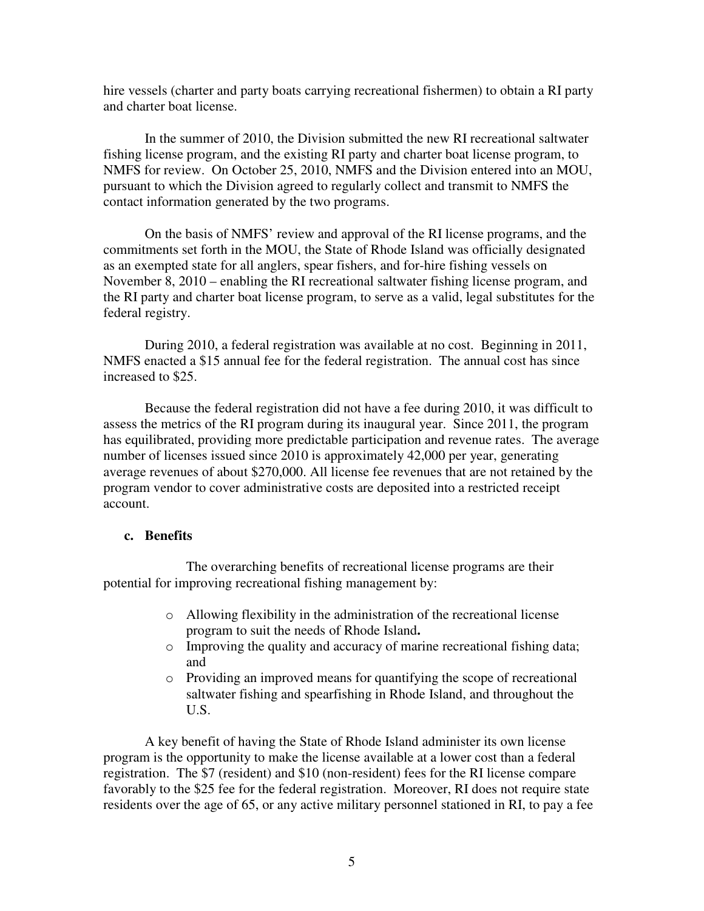hire vessels (charter and party boats carrying recreational fishermen) to obtain a RI party and charter boat license.

In the summer of 2010, the Division submitted the new RI recreational saltwater fishing license program, and the existing RI party and charter boat license program, to NMFS for review. On October 25, 2010, NMFS and the Division entered into an MOU, pursuant to which the Division agreed to regularly collect and transmit to NMFS the contact information generated by the two programs.

On the basis of NMFS' review and approval of the RI license programs, and the commitments set forth in the MOU, the State of Rhode Island was officially designated as an exempted state for all anglers, spear fishers, and for-hire fishing vessels on November 8, 2010 – enabling the RI recreational saltwater fishing license program, and the RI party and charter boat license program, to serve as a valid, legal substitutes for the federal registry.

During 2010, a federal registration was available at no cost. Beginning in 2011, NMFS enacted a $15 annual fee for the federal registration. The annual cost has since increased to $25.

Because the federal registration did not have a fee during 2010, it was difficult to assess the metrics of the RI program during its inaugural year. Since 2011, the program has equilibrated, providing more predictable participation and revenue rates. The average number of licenses issued since 2010 is approximately 42,000 per year, generating average revenues of about $270,000. All license fee revenues that are not retained by the program vendor to cover administrative costs are deposited into a restricted receipt account.

### c. Benefits

The overarching benefits of recreational license programs are their potential for improving recreational fishing management by:

- Allowing flexibility in the administration of the recreational license program to suit the needs of Rhode Island**.**
- Improving the quality and accuracy of marine recreational fishing data; and
- Providing an improved means for quantifying the scope of recreational saltwater fishing and spearfishing in Rhode Island, and throughout the U.S.

A key benefit of having the State of Rhode Island administer its own license program is the opportunity to make the license available at a lower cost than a federal registration. The $7 (resident) and $10 (non-resident) fees for the RI license compare favorably to the $25 fee for the federal registration. Moreover, RI does not require state residents over the age of 65, or any active military personnel stationed in RI, to pay a fee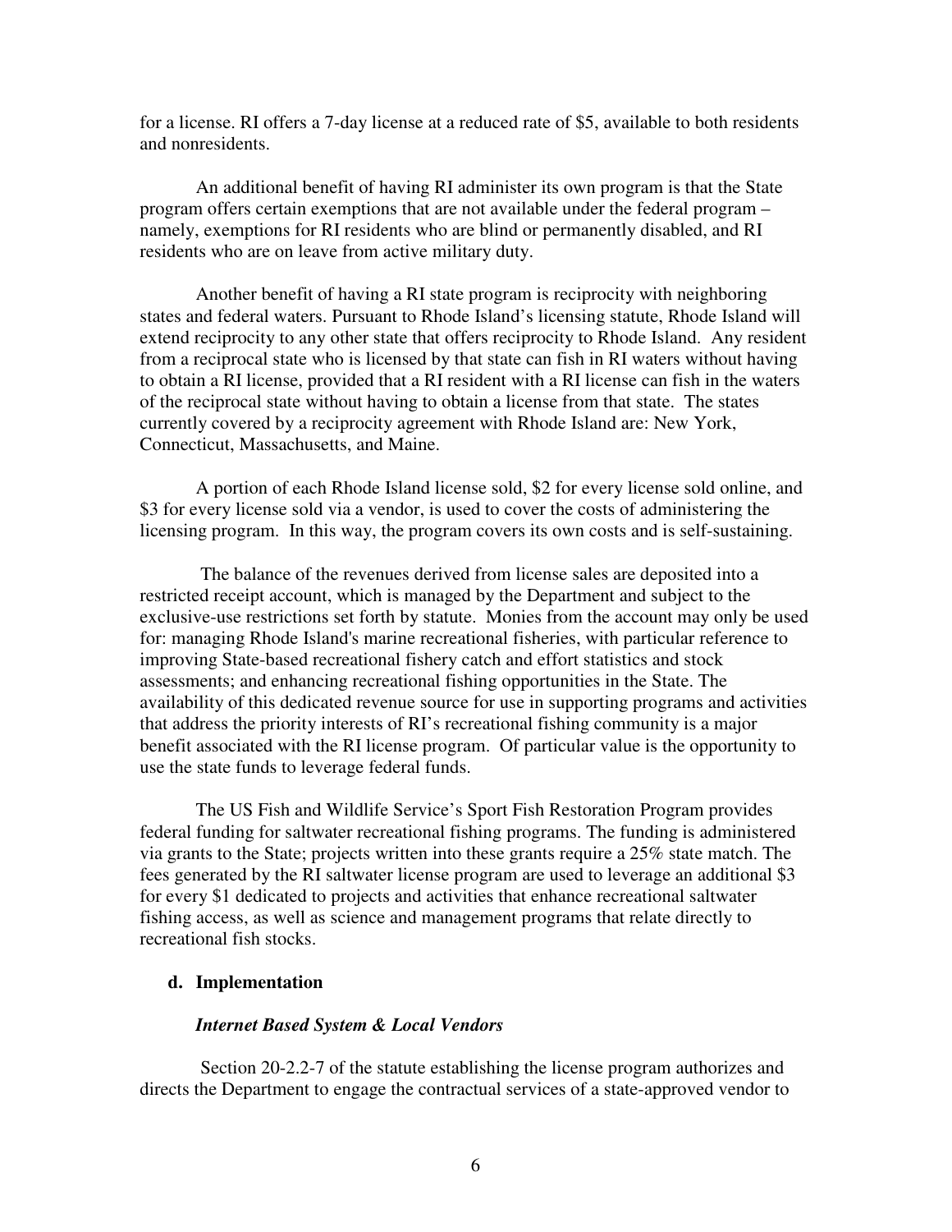for a license. RI offers a 7-day license at a reduced rate of $5, available to both residents and nonresidents.

An additional benefit of having RI administer its own program is that the State program offers certain exemptions that are not available under the federal program – namely, exemptions for RI residents who are blind or permanently disabled, and RI residents who are on leave from active military duty.

Another benefit of having a RI state program is reciprocity with neighboring states and federal waters. Pursuant to Rhode Island's licensing statute, Rhode Island will extend reciprocity to any other state that offers reciprocity to Rhode Island. Any resident from a reciprocal state who is licensed by that state can fish in RI waters without having to obtain a RI license, provided that a RI resident with a RI license can fish in the waters of the reciprocal state without having to obtain a license from that state. The states currently covered by a reciprocity agreement with Rhode Island are: New York, Connecticut, Massachusetts, and Maine.

A portion of each Rhode Island license sold, $2 for every license sold online, and $3 for every license sold via a vendor, is used to cover the costs of administering the licensing program. In this way, the program covers its own costs and is self-sustaining.

The balance of the revenues derived from license sales are deposited into a restricted receipt account, which is managed by the Department and subject to the exclusive-use restrictions set forth by statute. Monies from the account may only be used for: managing Rhode Island's marine recreational fisheries, with particular reference to improving State-based recreational fishery catch and effort statistics and stock assessments; and enhancing recreational fishing opportunities in the State. The availability of this dedicated revenue source for use in supporting programs and activities that address the priority interests of RI's recreational fishing community is a major benefit associated with the RI license program. Of particular value is the opportunity to use the state funds to leverage federal funds.

The US Fish and Wildlife Service's Sport Fish Restoration Program provides federal funding for saltwater recreational fishing programs. The funding is administered via grants to the State; projects written into these grants require a 25% state match. The fees generated by the RI saltwater license program are used to leverage an additional $3 for every $1 dedicated to projects and activities that enhance recreational saltwater fishing access, as well as science and management programs that relate directly to recreational fish stocks.

### d. Implementation

***Internet Based System & Local Vendors***

Section 20-2.2-7 of the statute establishing the license program authorizes and directs the Department to engage the contractual services of a state-approved vendor to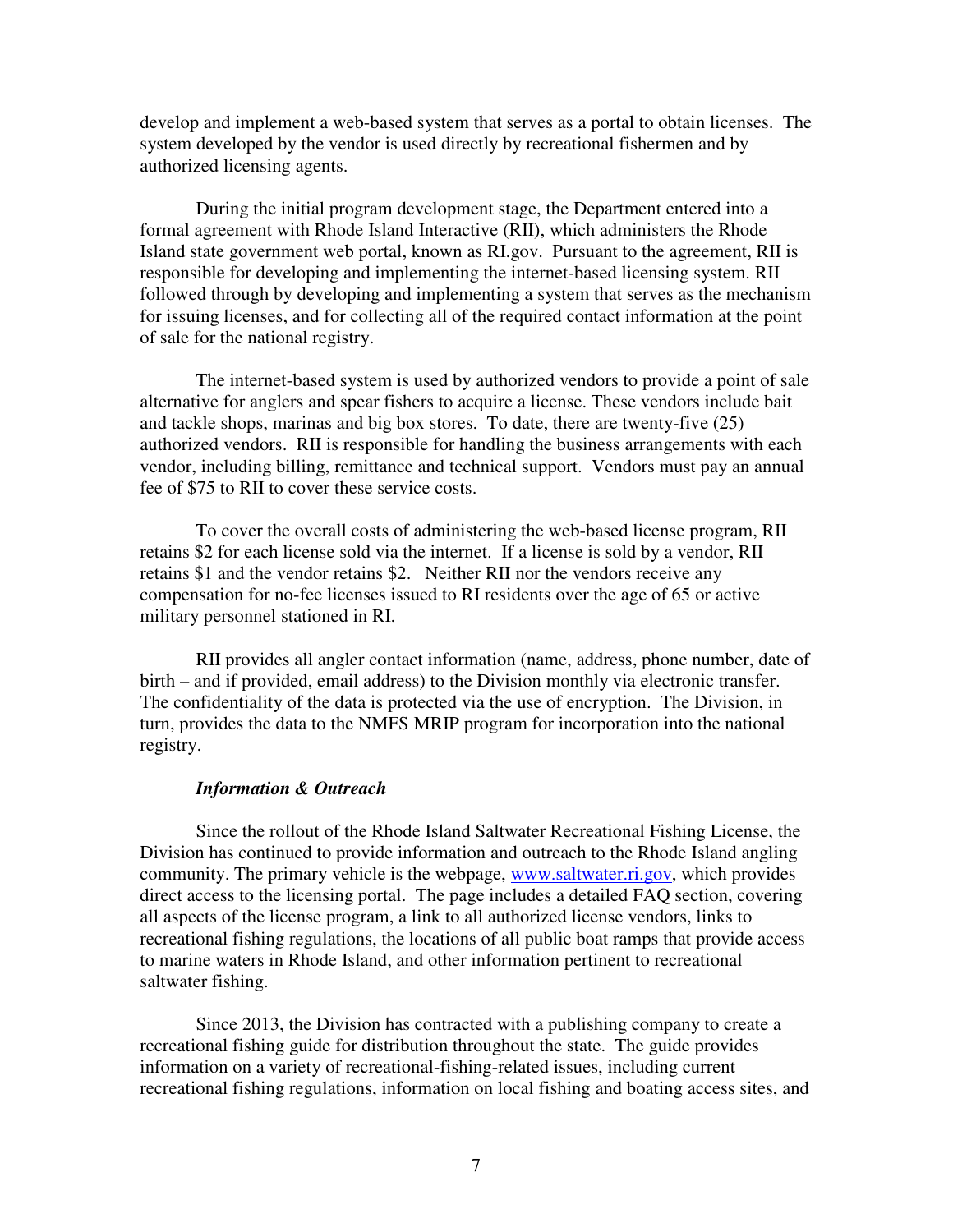develop and implement a web-based system that serves as a portal to obtain licenses. The system developed by the vendor is used directly by recreational fishermen and by authorized licensing agents.

During the initial program development stage, the Department entered into a formal agreement with Rhode Island Interactive (RII), which administers the Rhode Island state government web portal, known as RI.gov. Pursuant to the agreement, RII is responsible for developing and implementing the internet-based licensing system. RII followed through by developing and implementing a system that serves as the mechanism for issuing licenses, and for collecting all of the required contact information at the point of sale for the national registry.

The internet-based system is used by authorized vendors to provide a point of sale alternative for anglers and spear fishers to acquire a license. These vendors include bait and tackle shops, marinas and big box stores. To date, there are twenty-five (25) authorized vendors. RII is responsible for handling the business arrangements with each vendor, including billing, remittance and technical support. Vendors must pay an annual fee of $75 to RII to cover these service costs.

To cover the overall costs of administering the web-based license program, RII retains $2 for each license sold via the internet. If a license is sold by a vendor, RII retains $1 and the vendor retains $2. Neither RII nor the vendors receive any compensation for no-fee licenses issued to RI residents over the age of 65 or active military personnel stationed in RI.

RII provides all angler contact information (name, address, phone number, date of birth – and if provided, email address) to the Division monthly via electronic transfer. The confidentiality of the data is protected via the use of encryption. The Division, in turn, provides the data to the NMFS MRIP program for incorporation into the national registry.

***Information & Outreach***

Since the rollout of the Rhode Island Saltwater Recreational Fishing License, the Division has continued to provide information and outreach to the Rhode Island angling community. The primary vehicle is the webpage, [www.saltwater.ri.gov](http://www.saltwater.ri.gov), which provides direct access to the licensing portal. The page includes a detailed FAQ section, covering all aspects of the license program, a link to all authorized license vendors, links to recreational fishing regulations, the locations of all public boat ramps that provide access to marine waters in Rhode Island, and other information pertinent to recreational saltwater fishing.

Since 2013, the Division has contracted with a publishing company to create a recreational fishing guide for distribution throughout the state. The guide provides information on a variety of recreational-fishing-related issues, including current recreational fishing regulations, information on local fishing and boating access sites, and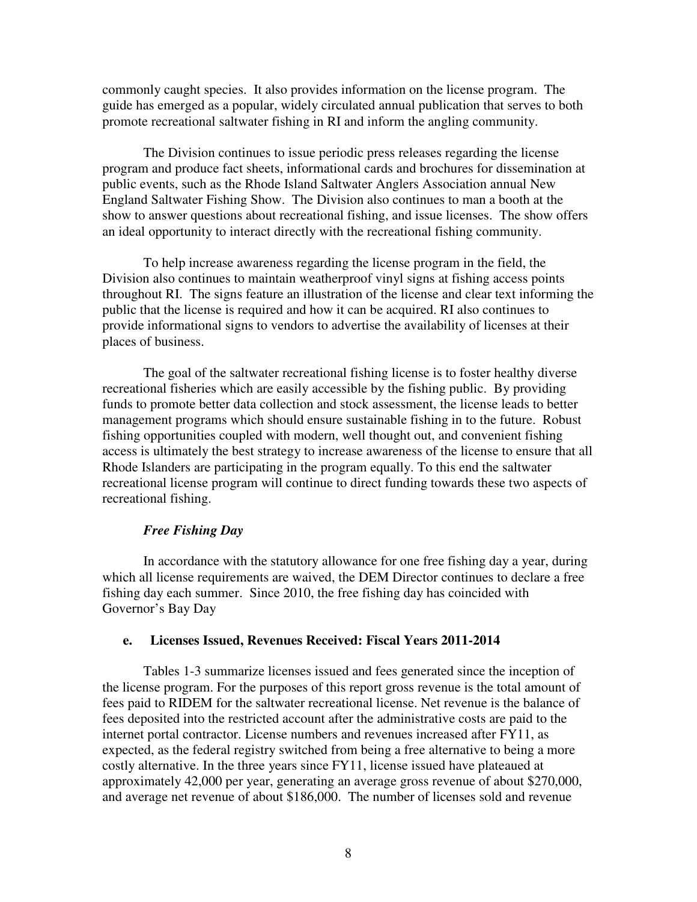commonly caught species. It also provides information on the license program. The guide has emerged as a popular, widely circulated annual publication that serves to both promote recreational saltwater fishing in RI and inform the angling community.

The Division continues to issue periodic press releases regarding the license program and produce fact sheets, informational cards and brochures for dissemination at public events, such as the Rhode Island Saltwater Anglers Association annual New England Saltwater Fishing Show. The Division also continues to man a booth at the show to answer questions about recreational fishing, and issue licenses. The show offers an ideal opportunity to interact directly with the recreational fishing community.

To help increase awareness regarding the license program in the field, the Division also continues to maintain weatherproof vinyl signs at fishing access points throughout RI. The signs feature an illustration of the license and clear text informing the public that the license is required and how it can be acquired. RI also continues to provide informational signs to vendors to advertise the availability of licenses at their places of business.

The goal of the saltwater recreational fishing license is to foster healthy diverse recreational fisheries which are easily accessible by the fishing public. By providing funds to promote better data collection and stock assessment, the license leads to better management programs which should ensure sustainable fishing in to the future. Robust fishing opportunities coupled with modern, well thought out, and convenient fishing access is ultimately the best strategy to increase awareness of the license to ensure that all Rhode Islanders are participating in the program equally. To this end the saltwater recreational license program will continue to direct funding towards these two aspects of recreational fishing.

***Free Fishing Day***

In accordance with the statutory allowance for one free fishing day a year, during which all license requirements are waived, the DEM Director continues to declare a free fishing day each summer. Since 2010, the free fishing day has coincided with Governor's Bay Day

**e. Licenses Issued, Revenues Received: Fiscal Years 2011-2014**

Tables 1-3 summarize licenses issued and fees generated since the inception of the license program. For the purposes of this report gross revenue is the total amount of fees paid to RIDEM for the saltwater recreational license. Net revenue is the balance of fees deposited into the restricted account after the administrative costs are paid to the internet portal contractor. License numbers and revenues increased after FY11, as expected, as the federal registry switched from being a free alternative to being a more costly alternative. In the three years since FY11, license issued have plateaued at approximately 42,000 per year, generating an average gross revenue of about $270,000, and average net revenue of about $186,000. The number of licenses sold and revenue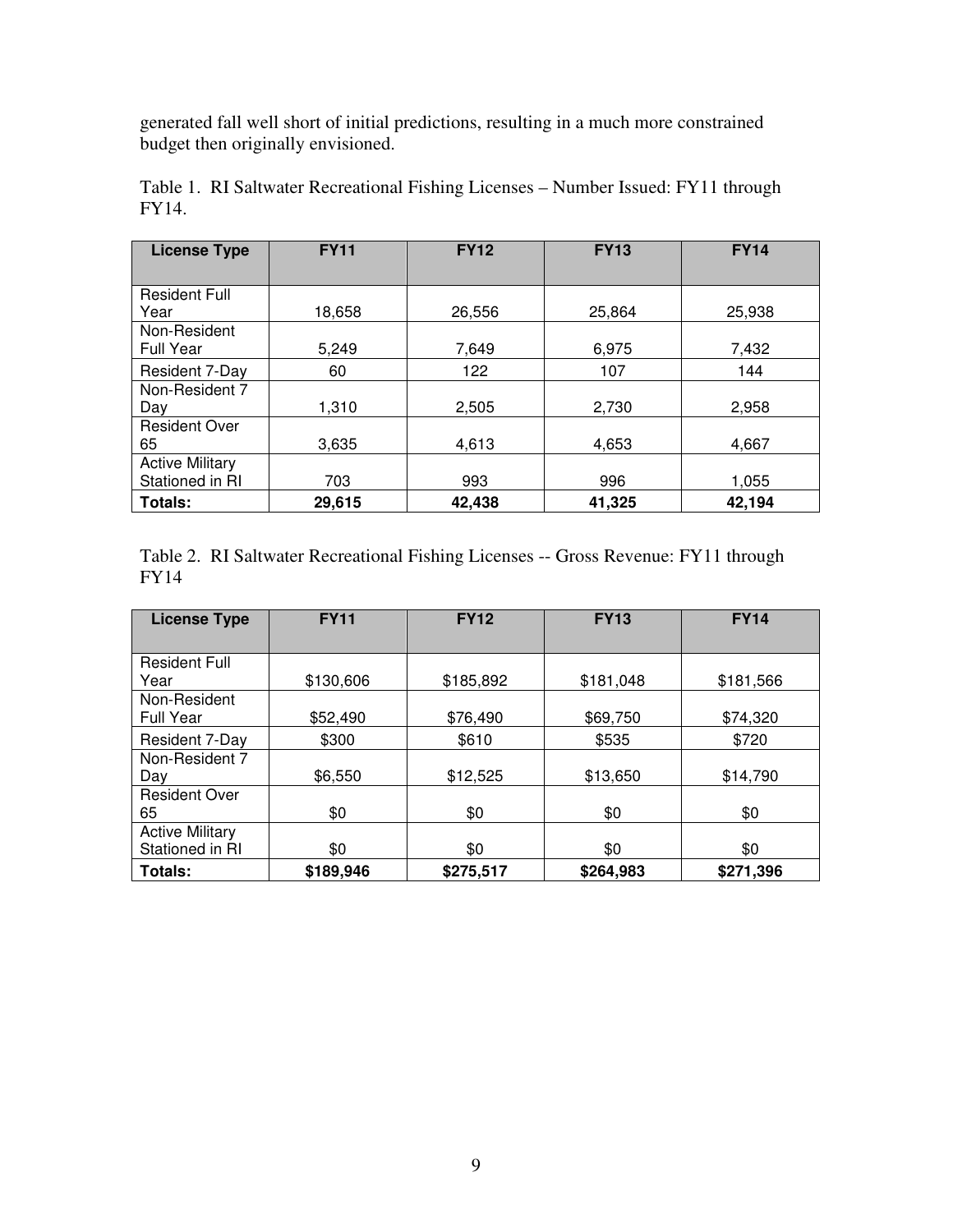generated fall well short of initial predictions, resulting in a much more constrained budget then originally envisioned.

Table 1. RI Saltwater Recreational Fishing Licenses – Number Issued: FY11 through FY14.

| License Type | FY11 | FY12 | FY13 | FY14 |
|---|---|---|---|---|
| Resident Full Year | 18,658 | 26,556 | 25,864 | 25,938 |
| Non-Resident Full Year | 5,249 | 7,649 | 6,975 | 7,432 |
| Resident 7-Day | 60 | 122 | 107 | 144 |
| Non-Resident 7 Day | 1,310 | 2,505 | 2,730 | 2,958 |
| Resident Over 65 | 3,635 | 4,613 | 4,653 | 4,667 |
| Active Military Stationed in RI | 703 | 993 | 996 | 1,055 |
| **Totals:** | **29,615** | **42,438** | **41,325** | **42,194** |

Table 2. RI Saltwater Recreational Fishing Licenses -- Gross Revenue: FY11 through FY14

| License Type | FY11 | FY12 | FY13 | FY14 |
|---|---|---|---|---|
| Resident Full Year | $130,606 | $185,892 | $181,048 | $181,566 |
| Non-Resident Full Year | $52,490 | $76,490 | $69,750 | $74,320 |
| Resident 7-Day | $300 | $610 | $535 | $720 |
| Non-Resident 7 Day | $6,550 | $12,525 | $13,650 | $14,790 |
| Resident Over 65 | $0 | $0 | $0 | $0 |
| Active Military Stationed in RI | $0 | $0 | $0 | $0 |
| **Totals:** | **$189,946** | **$275,517** | **$264,983** | **$271,396** |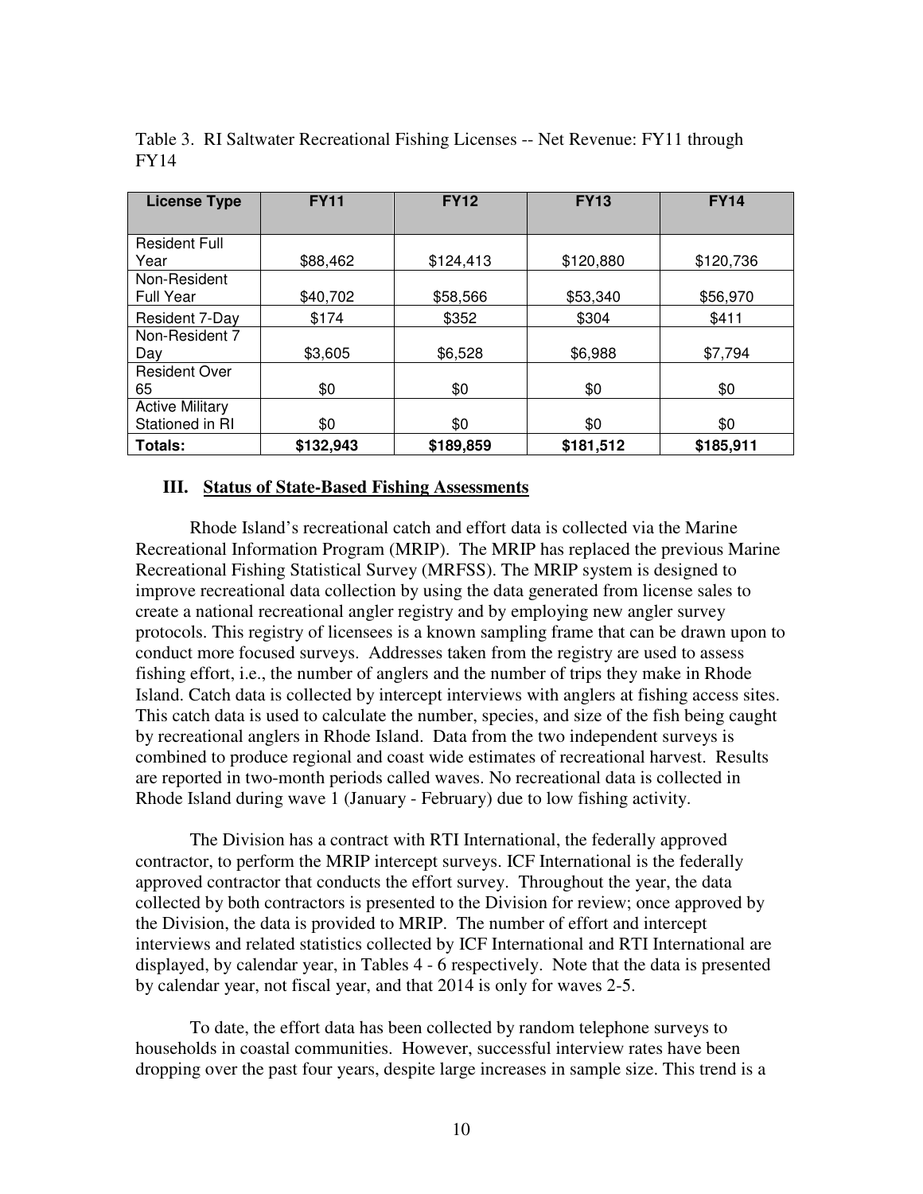Table 3. RI Saltwater Recreational Fishing Licenses -- Net Revenue: FY11 through FY14

| License Type | FY11 | FY12 | FY13 | FY14 |
|---|---|---|---|---|
| Resident Full Year | $88,462 | $124,413 | $120,880 | $120,736 |
| Non-Resident Full Year | $40,702 | $58,566 | $53,340 | $56,970 |
| Resident 7-Day | $174 | $352 | $304 | $411 |
| Non-Resident 7 Day | $3,605 | $6,528 | $6,988 | $7,794 |
| Resident Over 65 | $0 | $0 | $0 | $0 |
| Active Military Stationed in RI | $0 | $0 | $0 | $0 |
| **Totals:** | **$132,943** | **$189,859** | **$181,512** | **$185,911** |

## III. Status of State-Based Fishing Assessments

Rhode Island's recreational catch and effort data is collected via the Marine Recreational Information Program (MRIP). The MRIP has replaced the previous Marine Recreational Fishing Statistical Survey (MRFSS). The MRIP system is designed to improve recreational data collection by using the data generated from license sales to create a national recreational angler registry and by employing new angler survey protocols. This registry of licensees is a known sampling frame that can be drawn upon to conduct more focused surveys. Addresses taken from the registry are used to assess fishing effort, i.e., the number of anglers and the number of trips they make in Rhode Island. Catch data is collected by intercept interviews with anglers at fishing access sites. This catch data is used to calculate the number, species, and size of the fish being caught by recreational anglers in Rhode Island. Data from the two independent surveys is combined to produce regional and coast wide estimates of recreational harvest. Results are reported in two-month periods called waves. No recreational data is collected in Rhode Island during wave 1 (January - February) due to low fishing activity.

The Division has a contract with RTI International, the federally approved contractor, to perform the MRIP intercept surveys. ICF International is the federally approved contractor that conducts the effort survey. Throughout the year, the data collected by both contractors is presented to the Division for review; once approved by the Division, the data is provided to MRIP. The number of effort and intercept interviews and related statistics collected by ICF International and RTI International are displayed, by calendar year, in Tables 4 - 6 respectively. Note that the data is presented by calendar year, not fiscal year, and that 2014 is only for waves 2-5.

To date, the effort data has been collected by random telephone surveys to households in coastal communities. However, successful interview rates have been dropping over the past four years, despite large increases in sample size. This trend is a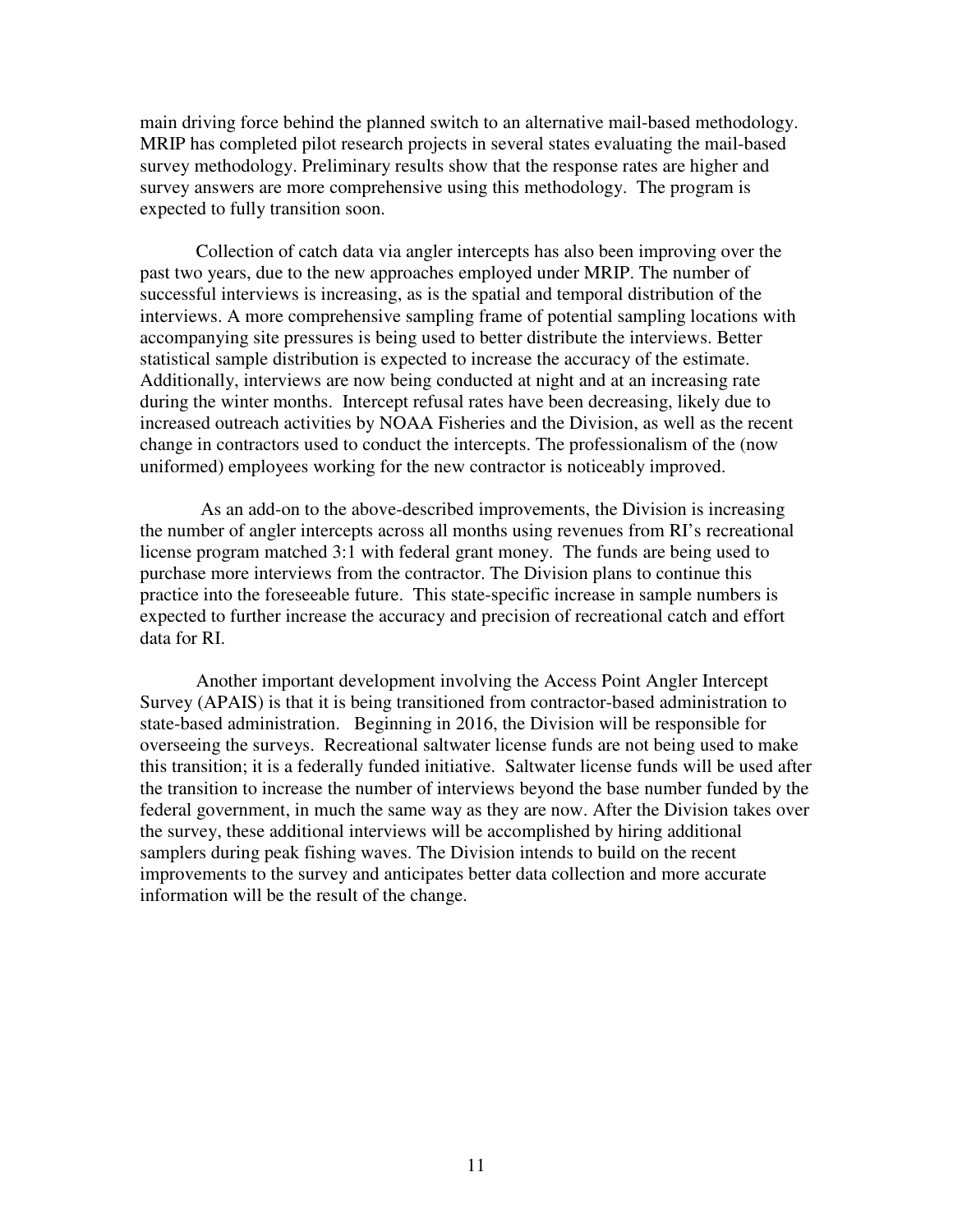main driving force behind the planned switch to an alternative mail-based methodology. MRIP has completed pilot research projects in several states evaluating the mail-based survey methodology. Preliminary results show that the response rates are higher and survey answers are more comprehensive using this methodology. The program is expected to fully transition soon.

Collection of catch data via angler intercepts has also been improving over the past two years, due to the new approaches employed under MRIP. The number of successful interviews is increasing, as is the spatial and temporal distribution of the interviews. A more comprehensive sampling frame of potential sampling locations with accompanying site pressures is being used to better distribute the interviews. Better statistical sample distribution is expected to increase the accuracy of the estimate. Additionally, interviews are now being conducted at night and at an increasing rate during the winter months. Intercept refusal rates have been decreasing, likely due to increased outreach activities by NOAA Fisheries and the Division, as well as the recent change in contractors used to conduct the intercepts. The professionalism of the (now uniformed) employees working for the new contractor is noticeably improved.

As an add-on to the above-described improvements, the Division is increasing the number of angler intercepts across all months using revenues from RI's recreational license program matched 3:1 with federal grant money. The funds are being used to purchase more interviews from the contractor. The Division plans to continue this practice into the foreseeable future. This state-specific increase in sample numbers is expected to further increase the accuracy and precision of recreational catch and effort data for RI.

Another important development involving the Access Point Angler Intercept Survey (APAIS) is that it is being transitioned from contractor-based administration to state-based administration. Beginning in 2016, the Division will be responsible for overseeing the surveys. Recreational saltwater license funds are not being used to make this transition; it is a federally funded initiative. Saltwater license funds will be used after the transition to increase the number of interviews beyond the base number funded by the federal government, in much the same way as they are now. After the Division takes over the survey, these additional interviews will be accomplished by hiring additional samplers during peak fishing waves. The Division intends to build on the recent improvements to the survey and anticipates better data collection and more accurate information will be the result of the change.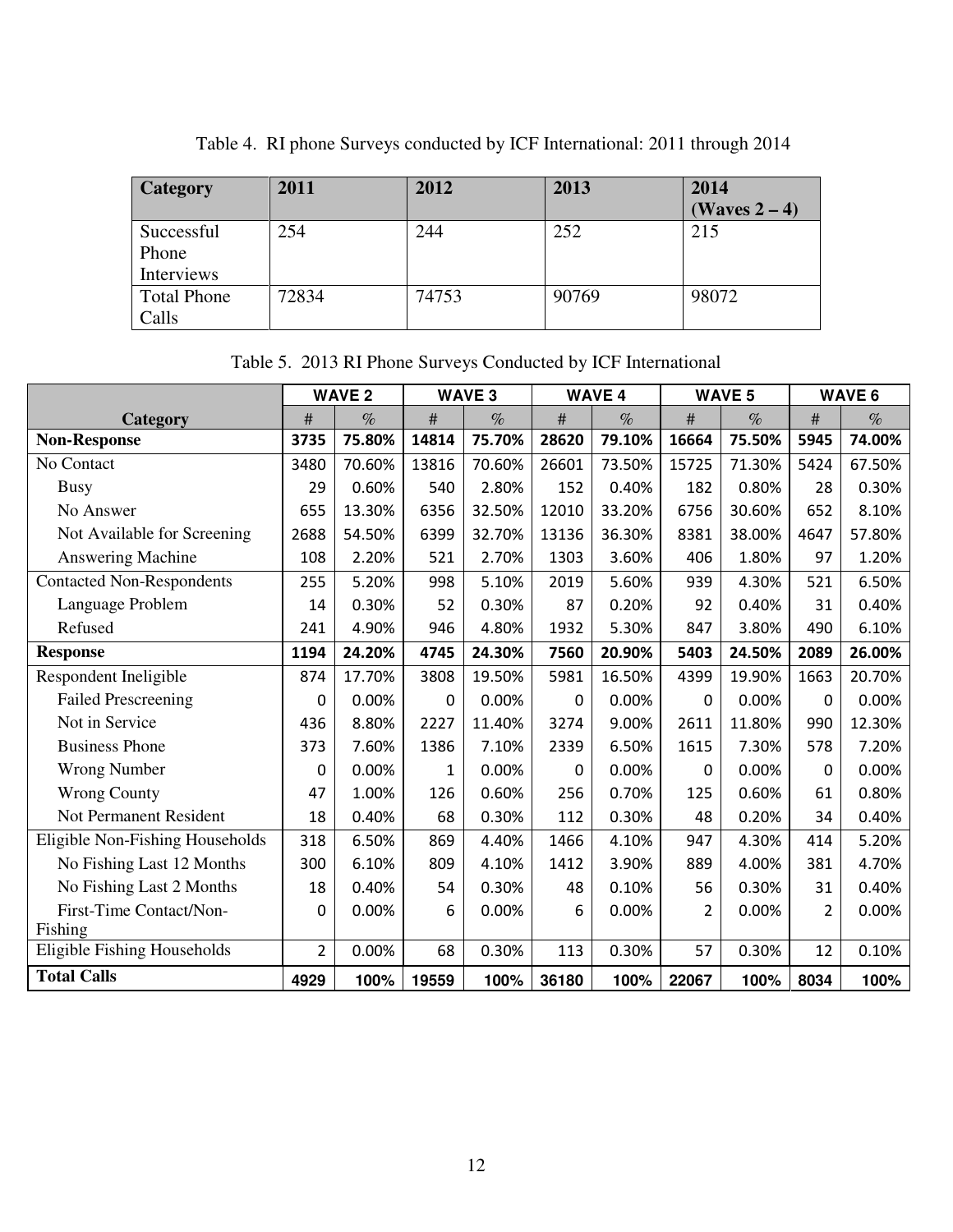Table 4. RI phone Surveys conducted by ICF International: 2011 through 2014

| Category | 2011 | 2012 | 2013 | 2014 (Waves 2 – 4) |
|---|---|---|---|---|
| Successful Phone Interviews | 254 | 244 | 252 | 215 |
| Total Phone Calls | 72834 | 74753 | 90769 | 98072 |

Table 5. 2013 RI Phone Surveys Conducted by ICF International

| | WAVE 2 | | WAVE 3 | | WAVE 4 | | WAVE 5 | | WAVE 6 | |
|---|---|---|---|---|---|---|---|---|---|---|
| **Category** | # | % | # | % | # | % | # | % | # | % |
| **Non-Response** | **3735** | **75.80%** | **14814** | **75.70%** | **28620** | **79.10%** | **16664** | **75.50%** | **5945** | **74.00%** |
| No Contact | 3480 | 70.60% | 13816 | 70.60% | 26601 | 73.50% | 15725 | 71.30% | 5424 | 67.50% |
| Busy | 29 | 0.60% | 540 | 2.80% | 152 | 0.40% | 182 | 0.80% | 28 | 0.30% |
| No Answer | 655 | 13.30% | 6356 | 32.50% | 12010 | 33.20% | 6756 | 30.60% | 652 | 8.10% |
| Not Available for Screening | 2688 | 54.50% | 6399 | 32.70% | 13136 | 36.30% | 8381 | 38.00% | 4647 | 57.80% |
| Answering Machine | 108 | 2.20% | 521 | 2.70% | 1303 | 3.60% | 406 | 1.80% | 97 | 1.20% |
| Contacted Non-Respondents | 255 | 5.20% | 998 | 5.10% | 2019 | 5.60% | 939 | 4.30% | 521 | 6.50% |
| Language Problem | 14 | 0.30% | 52 | 0.30% | 87 | 0.20% | 92 | 0.40% | 31 | 0.40% |
| Refused | 241 | 4.90% | 946 | 4.80% | 1932 | 5.30% | 847 | 3.80% | 490 | 6.10% |
| **Response** | **1194** | **24.20%** | **4745** | **24.30%** | **7560** | **20.90%** | **5403** | **24.50%** | **2089** | **26.00%** |
| Respondent Ineligible | 874 | 17.70% | 3808 | 19.50% | 5981 | 16.50% | 4399 | 19.90% | 1663 | 20.70% |
| Failed Prescreening | 0 | 0.00% | 0 | 0.00% | 0 | 0.00% | 0 | 0.00% | 0 | 0.00% |
| Not in Service | 436 | 8.80% | 2227 | 11.40% | 3274 | 9.00% | 2611 | 11.80% | 990 | 12.30% |
| Business Phone | 373 | 7.60% | 1386 | 7.10% | 2339 | 6.50% | 1615 | 7.30% | 578 | 7.20% |
| Wrong Number | 0 | 0.00% | 1 | 0.00% | 0 | 0.00% | 0 | 0.00% | 0 | 0.00% |
| Wrong County | 47 | 1.00% | 126 | 0.60% | 256 | 0.70% | 125 | 0.60% | 61 | 0.80% |
| Not Permanent Resident | 18 | 0.40% | 68 | 0.30% | 112 | 0.30% | 48 | 0.20% | 34 | 0.40% |
| Eligible Non-Fishing Households | 318 | 6.50% | 869 | 4.40% | 1466 | 4.10% | 947 | 4.30% | 414 | 5.20% |
| No Fishing Last 12 Months | 300 | 6.10% | 809 | 4.10% | 1412 | 3.90% | 889 | 4.00% | 381 | 4.70% |
| No Fishing Last 2 Months | 18 | 0.40% | 54 | 0.30% | 48 | 0.10% | 56 | 0.30% | 31 | 0.40% |
| First-Time Contact/Non-Fishing | 0 | 0.00% | 6 | 0.00% | 6 | 0.00% | 2 | 0.00% | 2 | 0.00% |
| Eligible Fishing Households | 2 | 0.00% | 68 | 0.30% | 113 | 0.30% | 57 | 0.30% | 12 | 0.10% |
| **Total Calls** | **4929** | **100%** | **19559** | **100%** | **36180** | **100%** | **22067** | **100%** | **8034** | **100%** |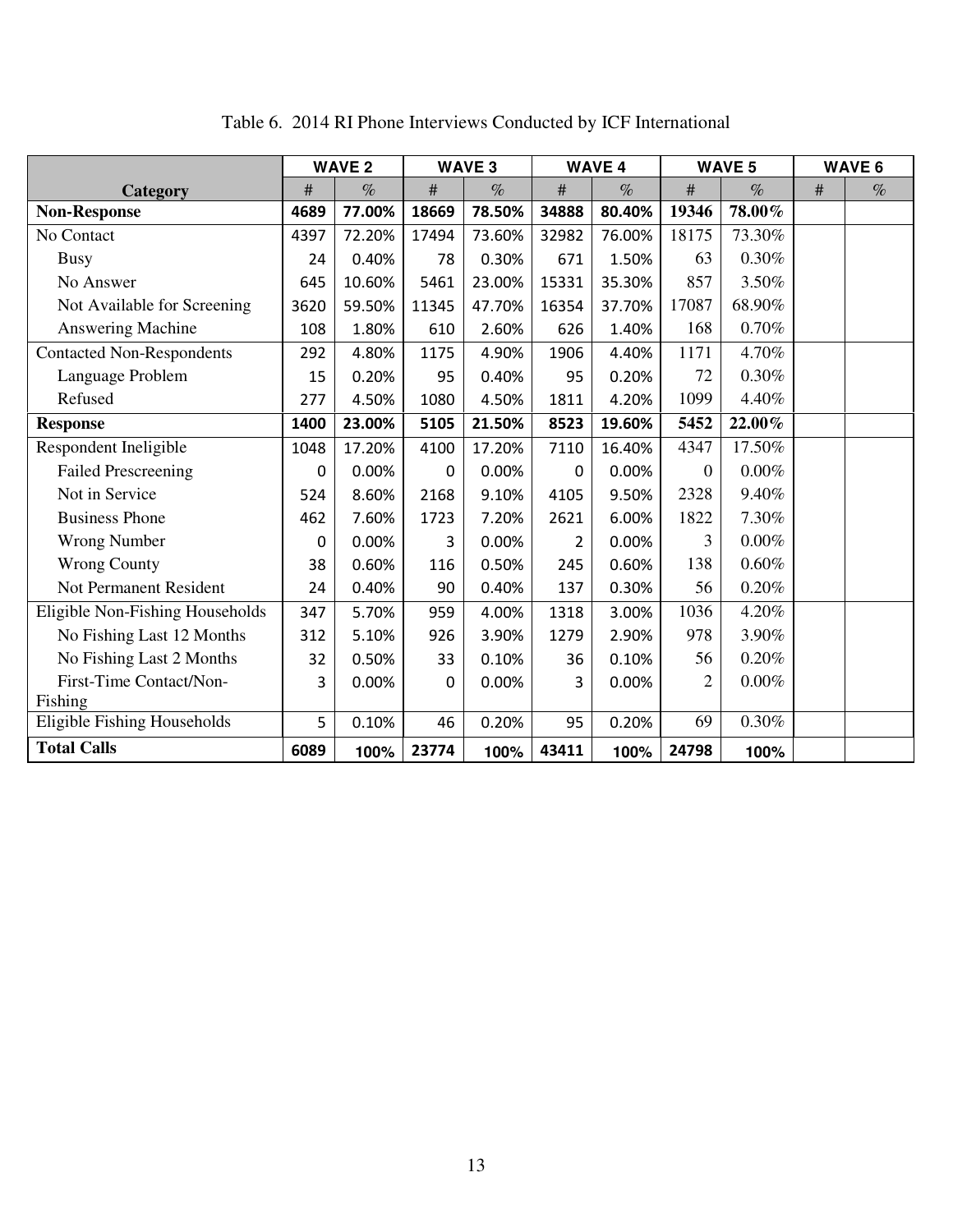Table 6. 2014 RI Phone Interviews Conducted by ICF International

| Category | WAVE 2 | | WAVE 3 | | WAVE 4 | | WAVE 5 | | WAVE 6 | |
|---|---|---|---|---|---|---|---|---|---|---|
| | # | % | # | % | # | % | # | % | # | % |
| **Non-Response** | **4689** | **77.00%** | **18669** | **78.50%** | **34888** | **80.40%** | **19346** | **78.00%** | | |
| No Contact | 4397 | 72.20% | 17494 | 73.60% | 32982 | 76.00% | 18175 | 73.30% | | |
| Busy | 24 | 0.40% | 78 | 0.30% | 671 | 1.50% | 63 | 0.30% | | |
| No Answer | 645 | 10.60% | 5461 | 23.00% | 15331 | 35.30% | 857 | 3.50% | | |
| Not Available for Screening | 3620 | 59.50% | 11345 | 47.70% | 16354 | 37.70% | 17087 | 68.90% | | |
| Answering Machine | 108 | 1.80% | 610 | 2.60% | 626 | 1.40% | 168 | 0.70% | | |
| Contacted Non-Respondents | 292 | 4.80% | 1175 | 4.90% | 1906 | 4.40% | 1171 | 4.70% | | |
| Language Problem | 15 | 0.20% | 95 | 0.40% | 95 | 0.20% | 72 | 0.30% | | |
| Refused | 277 | 4.50% | 1080 | 4.50% | 1811 | 4.20% | 1099 | 4.40% | | |
| **Response** | **1400** | **23.00%** | **5105** | **21.50%** | **8523** | **19.60%** | **5452** | **22.00%** | | |
| Respondent Ineligible | 1048 | 17.20% | 4100 | 17.20% | 7110 | 16.40% | 4347 | 17.50% | | |
| Failed Prescreening | 0 | 0.00% | 0 | 0.00% | 0 | 0.00% | 0 | 0.00% | | |
| Not in Service | 524 | 8.60% | 2168 | 9.10% | 4105 | 9.50% | 2328 | 9.40% | | |
| Business Phone | 462 | 7.60% | 1723 | 7.20% | 2621 | 6.00% | 1822 | 7.30% | | |
| Wrong Number | 0 | 0.00% | 3 | 0.00% | 2 | 0.00% | 3 | 0.00% | | |
| Wrong County | 38 | 0.60% | 116 | 0.50% | 245 | 0.60% | 138 | 0.60% | | |
| Not Permanent Resident | 24 | 0.40% | 90 | 0.40% | 137 | 0.30% | 56 | 0.20% | | |
| Eligible Non-Fishing Households | 347 | 5.70% | 959 | 4.00% | 1318 | 3.00% | 1036 | 4.20% | | |
| No Fishing Last 12 Months | 312 | 5.10% | 926 | 3.90% | 1279 | 2.90% | 978 | 3.90% | | |
| No Fishing Last 2 Months | 32 | 0.50% | 33 | 0.10% | 36 | 0.10% | 56 | 0.20% | | |
| First-Time Contact/Non-Fishing | 3 | 0.00% | 0 | 0.00% | 3 | 0.00% | 2 | 0.00% | | |
| Eligible Fishing Households | 5 | 0.10% | 46 | 0.20% | 95 | 0.20% | 69 | 0.30% | | |
| **Total Calls** | **6089** | **100%** | **23774** | **100%** | **43411** | **100%** | **24798** | **100%** | | |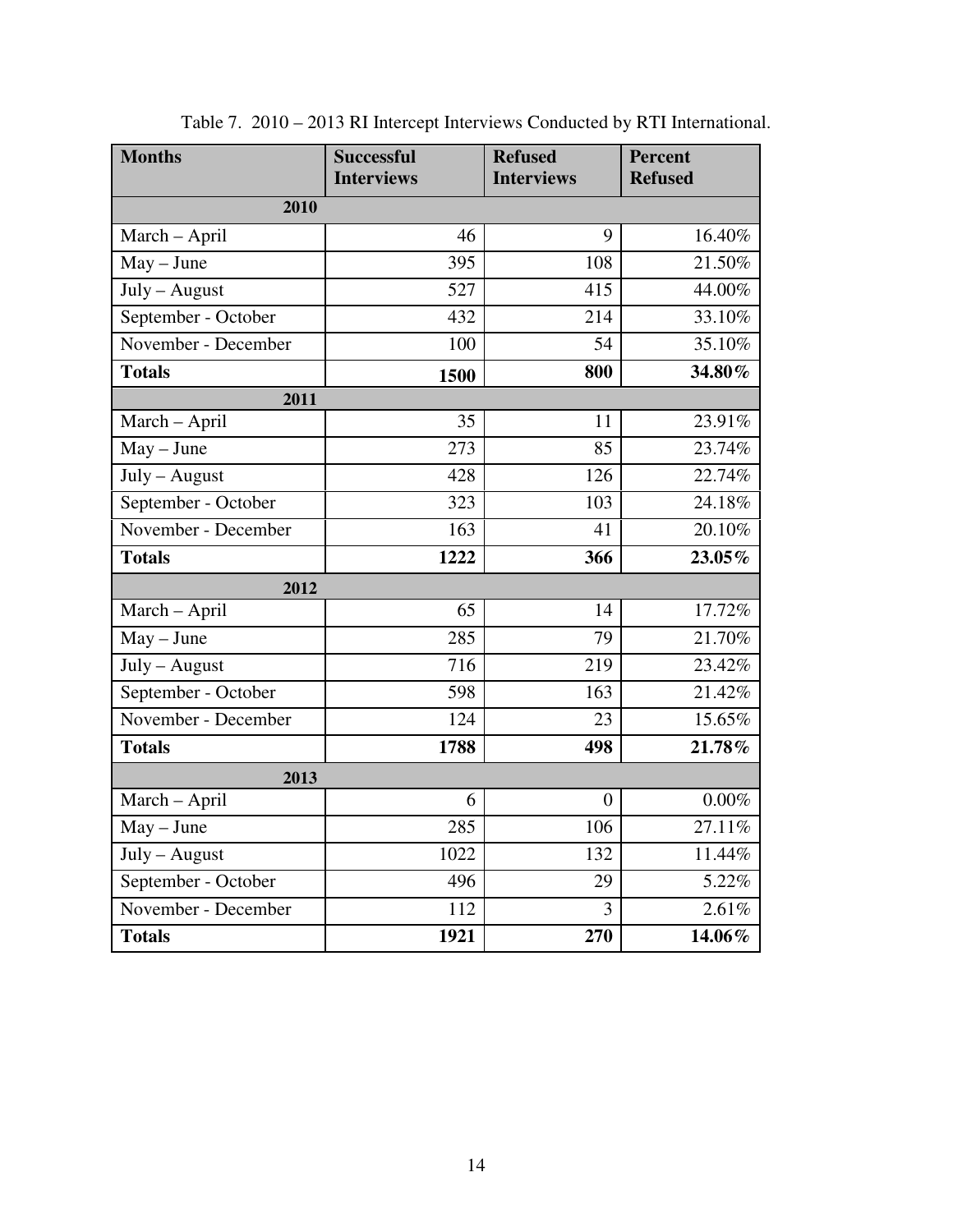Table 7. 2010 – 2013 RI Intercept Interviews Conducted by RTI International.

| Months | Successful Interviews | Refused Interviews | Percent Refused |
|---|---|---|---|
| **2010** | | | |
| March – April | 46 | 9 | 16.40% |
| May – June | 395 | 108 | 21.50% |
| July – August | 527 | 415 | 44.00% |
| September - October | 432 | 214 | 33.10% |
| November - December | 100 | 54 | 35.10% |
| **Totals** | **1500** | **800** | **34.80%** |
| **2011** | | | |
| March – April | 35 | 11 | 23.91% |
| May – June | 273 | 85 | 23.74% |
| July – August | 428 | 126 | 22.74% |
| September - October | 323 | 103 | 24.18% |
| November - December | 163 | 41 | 20.10% |
| **Totals** | **1222** | **366** | **23.05%** |
| **2012** | | | |
| March – April | 65 | 14 | 17.72% |
| May – June | 285 | 79 | 21.70% |
| July – August | 716 | 219 | 23.42% |
| September - October | 598 | 163 | 21.42% |
| November - December | 124 | 23 | 15.65% |
| **Totals** | **1788** | **498** | **21.78%** |
| **2013** | | | |
| March – April | 6 | 0 | 0.00% |
| May – June | 285 | 106 | 27.11% |
| July – August | 1022 | 132 | 11.44% |
| September - October | 496 | 29 | 5.22% |
| November - December | 112 | 3 | 2.61% |
| **Totals** | **1921** | **270** | **14.06%** |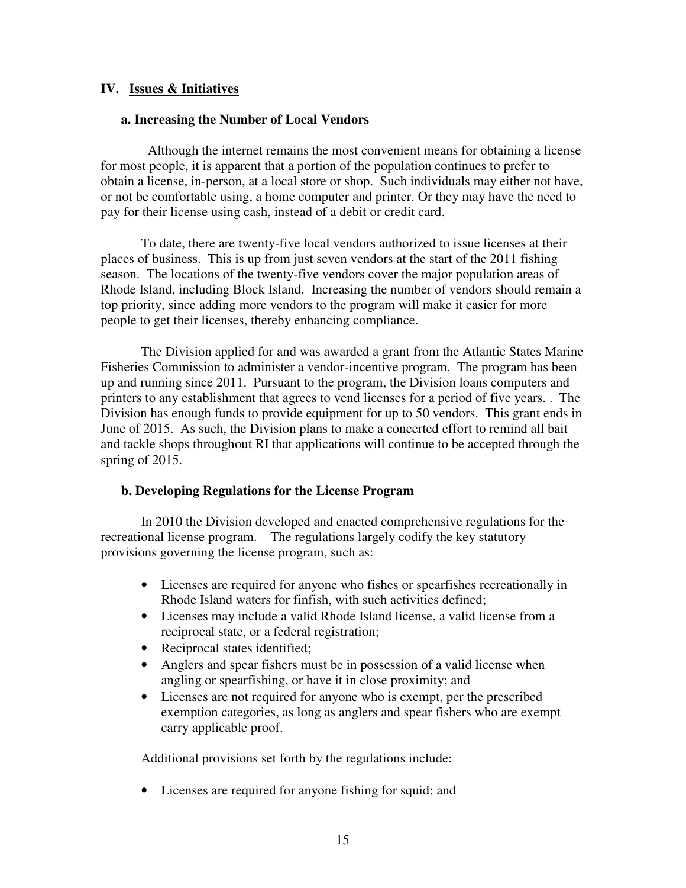## IV. Issues & Initiatives

### a. Increasing the Number of Local Vendors

Although the internet remains the most convenient means for obtaining a license for most people, it is apparent that a portion of the population continues to prefer to obtain a license, in-person, at a local store or shop. Such individuals may either not have, or not be comfortable using, a home computer and printer. Or they may have the need to pay for their license using cash, instead of a debit or credit card.

To date, there are twenty-five local vendors authorized to issue licenses at their places of business. This is up from just seven vendors at the start of the 2011 fishing season. The locations of the twenty-five vendors cover the major population areas of Rhode Island, including Block Island. Increasing the number of vendors should remain a top priority, since adding more vendors to the program will make it easier for more people to get their licenses, thereby enhancing compliance.

The Division applied for and was awarded a grant from the Atlantic States Marine Fisheries Commission to administer a vendor-incentive program. The program has been up and running since 2011. Pursuant to the program, the Division loans computers and printers to any establishment that agrees to vend licenses for a period of five years. . The Division has enough funds to provide equipment for up to 50 vendors. This grant ends in June of 2015. As such, the Division plans to make a concerted effort to remind all bait and tackle shops throughout RI that applications will continue to be accepted through the spring of 2015.

### b. Developing Regulations for the License Program

In 2010 the Division developed and enacted comprehensive regulations for the recreational license program. The regulations largely codify the key statutory provisions governing the license program, such as:

- Licenses are required for anyone who fishes or spearfishes recreationally in Rhode Island waters for finfish, with such activities defined;
- Licenses may include a valid Rhode Island license, a valid license from a reciprocal state, or a federal registration;
- Reciprocal states identified;
- Anglers and spear fishers must be in possession of a valid license when angling or spearfishing, or have it in close proximity; and
- Licenses are not required for anyone who is exempt, per the prescribed exemption categories, as long as anglers and spear fishers who are exempt carry applicable proof.

Additional provisions set forth by the regulations include:

- Licenses are required for anyone fishing for squid; and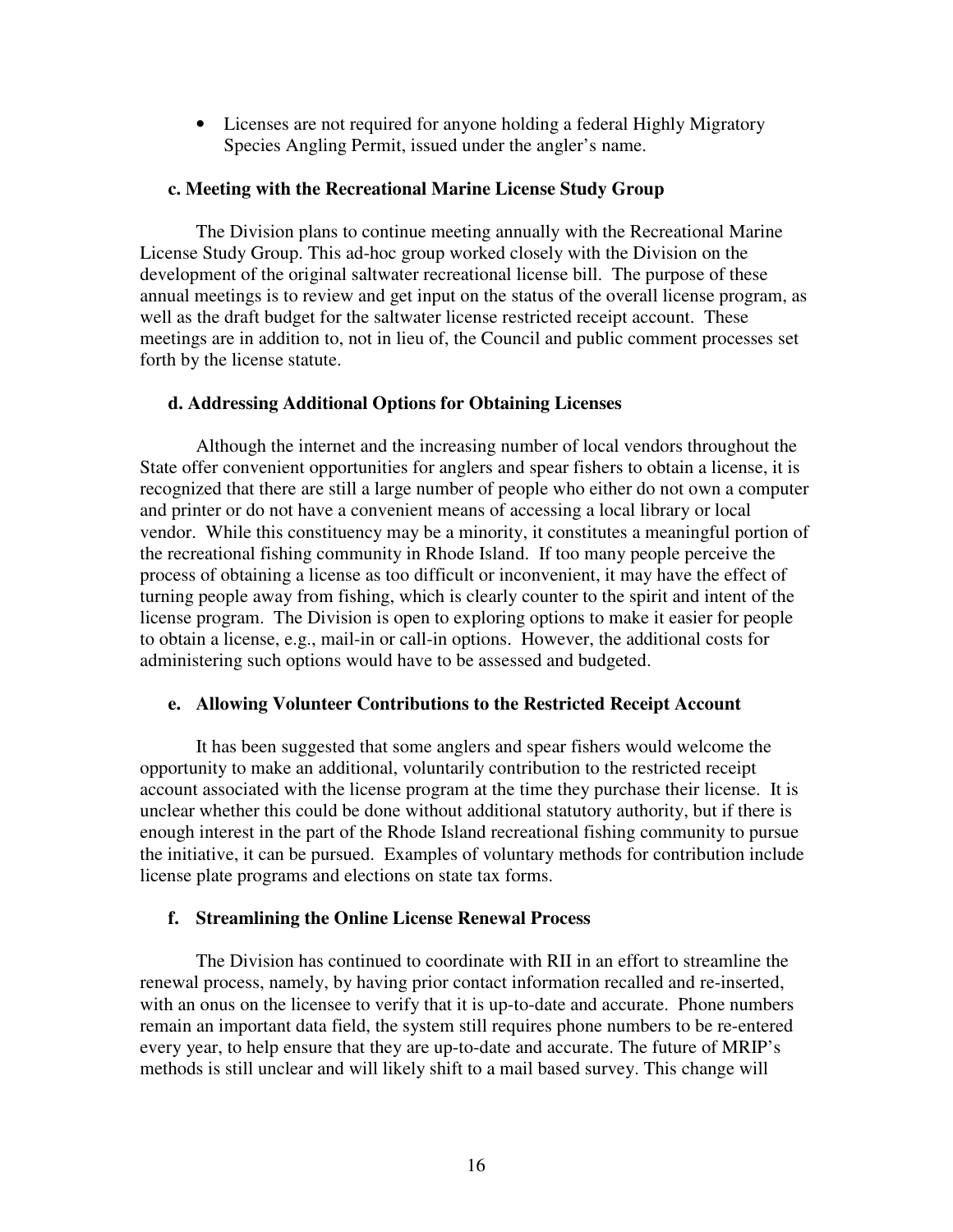- Licenses are not required for anyone holding a federal Highly Migratory Species Angling Permit, issued under the angler's name.

### c. Meeting with the Recreational Marine License Study Group

The Division plans to continue meeting annually with the Recreational Marine License Study Group. This ad-hoc group worked closely with the Division on the development of the original saltwater recreational license bill. The purpose of these annual meetings is to review and get input on the status of the overall license program, as well as the draft budget for the saltwater license restricted receipt account. These meetings are in addition to, not in lieu of, the Council and public comment processes set forth by the license statute.

### d. Addressing Additional Options for Obtaining Licenses

Although the internet and the increasing number of local vendors throughout the State offer convenient opportunities for anglers and spear fishers to obtain a license, it is recognized that there are still a large number of people who either do not own a computer and printer or do not have a convenient means of accessing a local library or local vendor. While this constituency may be a minority, it constitutes a meaningful portion of the recreational fishing community in Rhode Island. If too many people perceive the process of obtaining a license as too difficult or inconvenient, it may have the effect of turning people away from fishing, which is clearly counter to the spirit and intent of the license program. The Division is open to exploring options to make it easier for people to obtain a license, e.g., mail-in or call-in options. However, the additional costs for administering such options would have to be assessed and budgeted.

### e. Allowing Volunteer Contributions to the Restricted Receipt Account

It has been suggested that some anglers and spear fishers would welcome the opportunity to make an additional, voluntarily contribution to the restricted receipt account associated with the license program at the time they purchase their license. It is unclear whether this could be done without additional statutory authority, but if there is enough interest in the part of the Rhode Island recreational fishing community to pursue the initiative, it can be pursued. Examples of voluntary methods for contribution include license plate programs and elections on state tax forms.

### f. Streamlining the Online License Renewal Process

The Division has continued to coordinate with RII in an effort to streamline the renewal process, namely, by having prior contact information recalled and re-inserted, with an onus on the licensee to verify that it is up-to-date and accurate. Phone numbers remain an important data field, the system still requires phone numbers to be re-entered every year, to help ensure that they are up-to-date and accurate. The future of MRIP's methods is still unclear and will likely shift to a mail based survey. This change will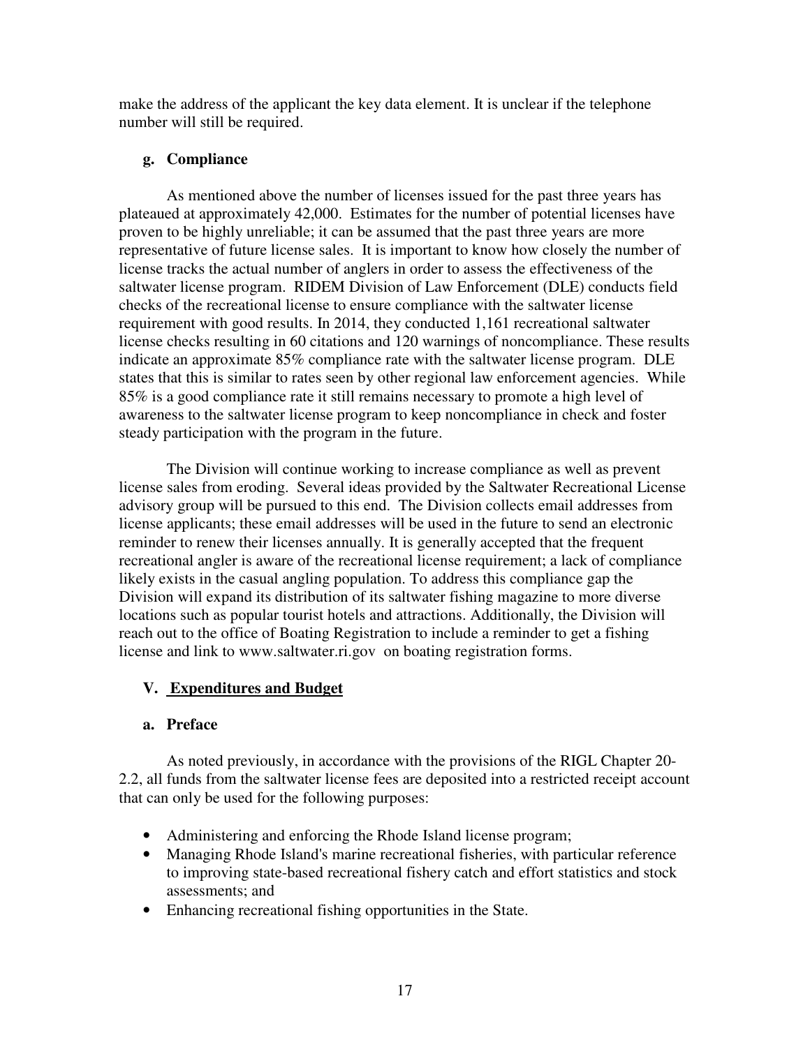make the address of the applicant the key data element. It is unclear if the telephone number will still be required.

### g. Compliance

As mentioned above the number of licenses issued for the past three years has plateaued at approximately 42,000. Estimates for the number of potential licenses have proven to be highly unreliable; it can be assumed that the past three years are more representative of future license sales. It is important to know how closely the number of license tracks the actual number of anglers in order to assess the effectiveness of the saltwater license program. RIDEM Division of Law Enforcement (DLE) conducts field checks of the recreational license to ensure compliance with the saltwater license requirement with good results. In 2014, they conducted 1,161 recreational saltwater license checks resulting in 60 citations and 120 warnings of noncompliance. These results indicate an approximate 85% compliance rate with the saltwater license program. DLE states that this is similar to rates seen by other regional law enforcement agencies. While 85% is a good compliance rate it still remains necessary to promote a high level of awareness to the saltwater license program to keep noncompliance in check and foster steady participation with the program in the future.

The Division will continue working to increase compliance as well as prevent license sales from eroding. Several ideas provided by the Saltwater Recreational License advisory group will be pursued to this end. The Division collects email addresses from license applicants; these email addresses will be used in the future to send an electronic reminder to renew their licenses annually. It is generally accepted that the frequent recreational angler is aware of the recreational license requirement; a lack of compliance likely exists in the casual angling population. To address this compliance gap the Division will expand its distribution of its saltwater fishing magazine to more diverse locations such as popular tourist hotels and attractions. Additionally, the Division will reach out to the office of Boating Registration to include a reminder to get a fishing license and link to www.saltwater.ri.gov on boating registration forms.

## V. Expenditures and Budget

### a. Preface

As noted previously, in accordance with the provisions of the RIGL Chapter 20-2.2, all funds from the saltwater license fees are deposited into a restricted receipt account that can only be used for the following purposes:

- Administering and enforcing the Rhode Island license program;
- Managing Rhode Island's marine recreational fisheries, with particular reference to improving state-based recreational fishery catch and effort statistics and stock assessments; and
- Enhancing recreational fishing opportunities in the State.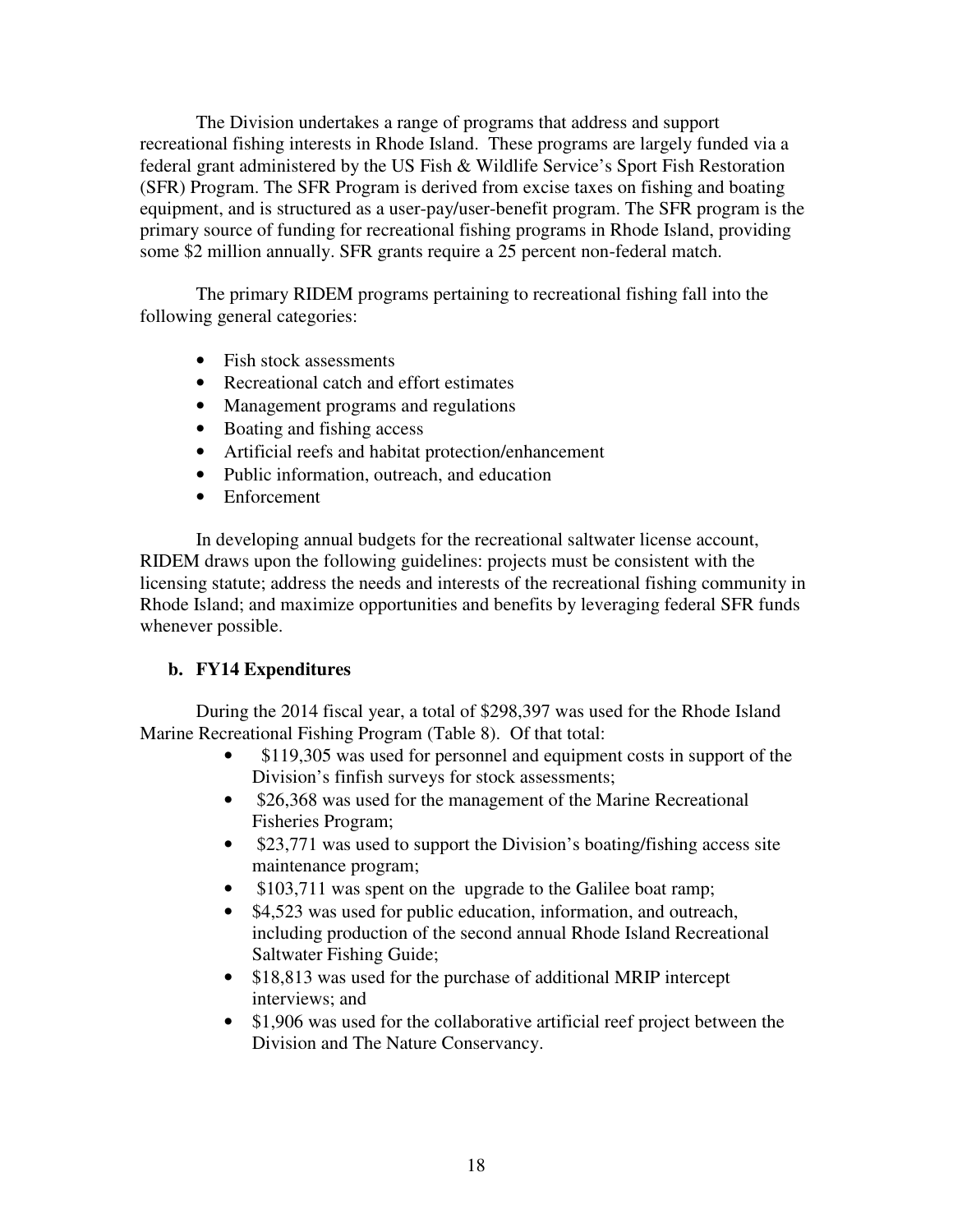The Division undertakes a range of programs that address and support recreational fishing interests in Rhode Island. These programs are largely funded via a federal grant administered by the US Fish & Wildlife Service's Sport Fish Restoration (SFR) Program. The SFR Program is derived from excise taxes on fishing and boating equipment, and is structured as a user-pay/user-benefit program. The SFR program is the primary source of funding for recreational fishing programs in Rhode Island, providing some $2 million annually. SFR grants require a 25 percent non-federal match.

The primary RIDEM programs pertaining to recreational fishing fall into the following general categories:

- Fish stock assessments
- Recreational catch and effort estimates
- Management programs and regulations
- Boating and fishing access
- Artificial reefs and habitat protection/enhancement
- Public information, outreach, and education
- Enforcement

In developing annual budgets for the recreational saltwater license account, RIDEM draws upon the following guidelines: projects must be consistent with the licensing statute; address the needs and interests of the recreational fishing community in Rhode Island; and maximize opportunities and benefits by leveraging federal SFR funds whenever possible.

### b. FY14 Expenditures

During the 2014 fiscal year, a total of $298,397 was used for the Rhode Island Marine Recreational Fishing Program (Table 8). Of that total:

- $119,305 was used for personnel and equipment costs in support of the Division's finfish surveys for stock assessments;
- $26,368 was used for the management of the Marine Recreational Fisheries Program;
- $23,771 was used to support the Division's boating/fishing access site maintenance program;
- $103,711 was spent on the upgrade to the Galilee boat ramp;
- $4,523 was used for public education, information, and outreach, including production of the second annual Rhode Island Recreational Saltwater Fishing Guide;
- $18,813 was used for the purchase of additional MRIP intercept interviews; and
- $1,906 was used for the collaborative artificial reef project between the Division and The Nature Conservancy.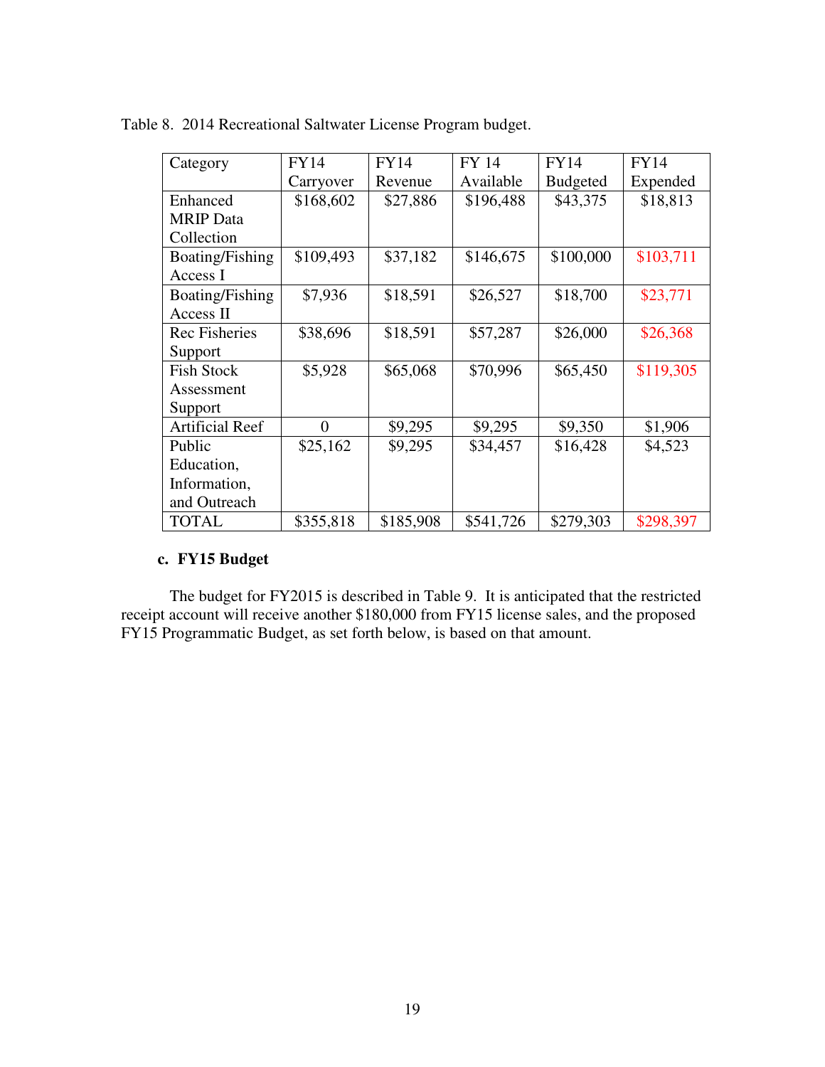Table 8. 2014 Recreational Saltwater License Program budget.

| Category | FY14 Carryover | FY14 Revenue | FY 14 Available | FY14 Budgeted | FY14 Expended |
|---|---|---|---|---|---|
| Enhanced MRIP Data Collection | $168,602 | $27,886 | $196,488 | $43,375 | $18,813 |
| Boating/Fishing Access I | $109,493 | $37,182 | $146,675 | $100,000 | $103,711 |
| Boating/Fishing Access II | $7,936 | $18,591 | $26,527 | $18,700 | $23,771 |
| Rec Fisheries Support | $38,696 | $18,591 | $57,287 | $26,000 | $26,368 |
| Fish Stock Assessment Support | $5,928 | $65,068 | $70,996 | $65,450 | $119,305 |
| Artificial Reef | 0 | $9,295 | $9,295 | $9,350 | $1,906 |
| Public Education, Information, and Outreach | $25,162 | $9,295 | $34,457 | $16,428 | $4,523 |
| TOTAL | $355,818 | $185,908 | $541,726 | $279,303 | $298,397 |

### c. FY15 Budget

The budget for FY2015 is described in Table 9. It is anticipated that the restricted receipt account will receive another $180,000 from FY15 license sales, and the proposed FY15 Programmatic Budget, as set forth below, is based on that amount.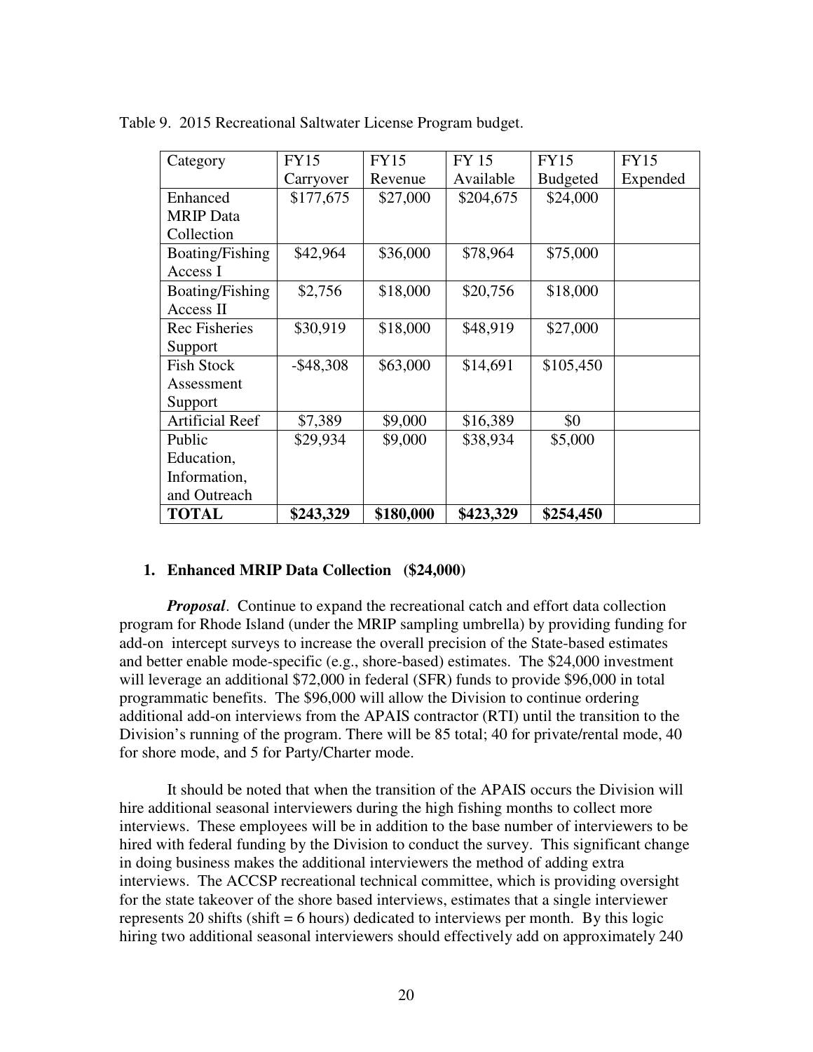Table 9. 2015 Recreational Saltwater License Program budget.

| Category | FY15 Carryover | FY15 Revenue | FY 15 Available | FY15 Budgeted | FY15 Expended |
|---|---|---|---|---|---|
| Enhanced MRIP Data Collection | $177,675 | $27,000 | $204,675 | $24,000 | |
| Boating/Fishing Access I | $42,964 | $36,000 | $78,964 | $75,000 | |
| Boating/Fishing Access II | $2,756 | $18,000 | $20,756 | $18,000 | |
| Rec Fisheries Support | $30,919 | $18,000 | $48,919 | $27,000 | |
| Fish Stock Assessment Support | -$48,308 | $63,000 | $14,691 | $105,450 | |
| Artificial Reef | $7,389 | $9,000 | $16,389 | $0 | |
| Public Education, Information, and Outreach | $29,934 | $9,000 | $38,934 | $5,000 | |
| **TOTAL** | **$243,329** | **$180,000** | **$423,329** | **$254,450** | |

1. **Enhanced MRIP Data Collection ($24,000)**

***Proposal***. Continue to expand the recreational catch and effort data collection program for Rhode Island (under the MRIP sampling umbrella) by providing funding for add-on intercept surveys to increase the overall precision of the State-based estimates and better enable mode-specific (e.g., shore-based) estimates. The $24,000 investment will leverage an additional $72,000 in federal (SFR) funds to provide $96,000 in total programmatic benefits. The $96,000 will allow the Division to continue ordering additional add-on interviews from the APAIS contractor (RTI) until the transition to the Division's running of the program. There will be 85 total; 40 for private/rental mode, 40 for shore mode, and 5 for Party/Charter mode.

It should be noted that when the transition of the APAIS occurs the Division will hire additional seasonal interviewers during the high fishing months to collect more interviews. These employees will be in addition to the base number of interviewers to be hired with federal funding by the Division to conduct the survey. This significant change in doing business makes the additional interviewers the method of adding extra interviews. The ACCSP recreational technical committee, which is providing oversight for the state takeover of the shore based interviews, estimates that a single interviewer represents 20 shifts (shift = 6 hours) dedicated to interviews per month. By this logic hiring two additional seasonal interviewers should effectively add on approximately 240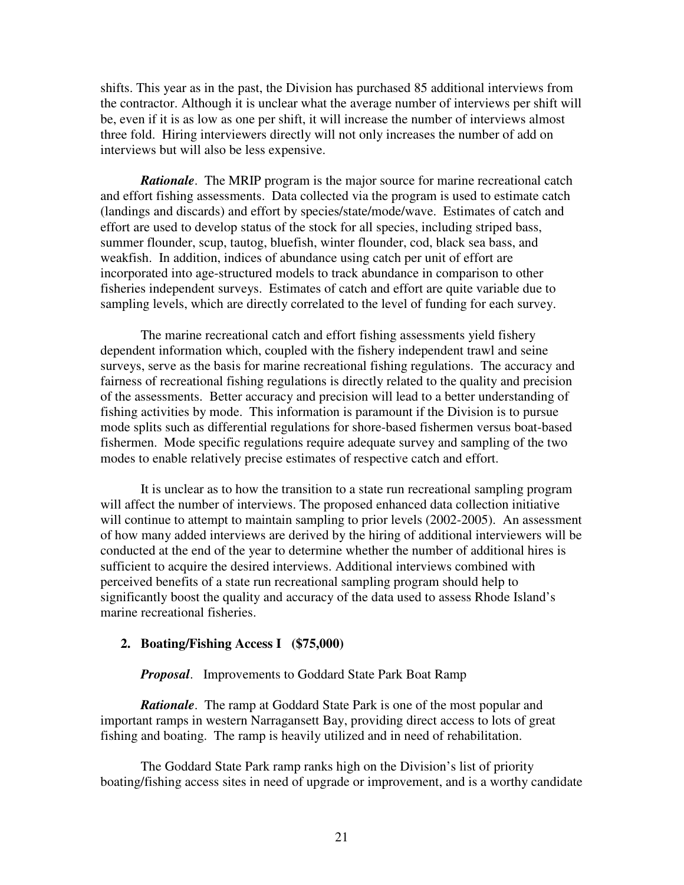shifts. This year as in the past, the Division has purchased 85 additional interviews from the contractor. Although it is unclear what the average number of interviews per shift will be, even if it is as low as one per shift, it will increase the number of interviews almost three fold. Hiring interviewers directly will not only increases the number of add on interviews but will also be less expensive.

***Rationale***. The MRIP program is the major source for marine recreational catch and effort fishing assessments. Data collected via the program is used to estimate catch (landings and discards) and effort by species/state/mode/wave. Estimates of catch and effort are used to develop status of the stock for all species, including striped bass, summer flounder, scup, tautog, bluefish, winter flounder, cod, black sea bass, and weakfish. In addition, indices of abundance using catch per unit of effort are incorporated into age-structured models to track abundance in comparison to other fisheries independent surveys. Estimates of catch and effort are quite variable due to sampling levels, which are directly correlated to the level of funding for each survey.

The marine recreational catch and effort fishing assessments yield fishery dependent information which, coupled with the fishery independent trawl and seine surveys, serve as the basis for marine recreational fishing regulations. The accuracy and fairness of recreational fishing regulations is directly related to the quality and precision of the assessments. Better accuracy and precision will lead to a better understanding of fishing activities by mode. This information is paramount if the Division is to pursue mode splits such as differential regulations for shore-based fishermen versus boat-based fishermen. Mode specific regulations require adequate survey and sampling of the two modes to enable relatively precise estimates of respective catch and effort.

It is unclear as to how the transition to a state run recreational sampling program will affect the number of interviews. The proposed enhanced data collection initiative will continue to attempt to maintain sampling to prior levels (2002-2005). An assessment of how many added interviews are derived by the hiring of additional interviewers will be conducted at the end of the year to determine whether the number of additional hires is sufficient to acquire the desired interviews. Additional interviews combined with perceived benefits of a state run recreational sampling program should help to significantly boost the quality and accuracy of the data used to assess Rhode Island's marine recreational fisheries.

**2. Boating/Fishing Access I (\$75,000)**

***Proposal***. Improvements to Goddard State Park Boat Ramp

***Rationale***. The ramp at Goddard State Park is one of the most popular and important ramps in western Narragansett Bay, providing direct access to lots of great fishing and boating. The ramp is heavily utilized and in need of rehabilitation.

The Goddard State Park ramp ranks high on the Division's list of priority boating/fishing access sites in need of upgrade or improvement, and is a worthy candidate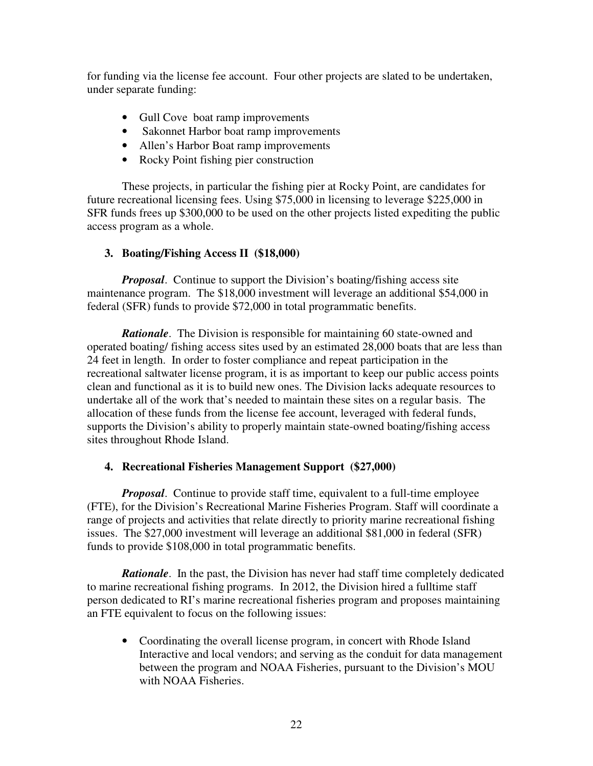for funding via the license fee account. Four other projects are slated to be undertaken, under separate funding:

- Gull Cove boat ramp improvements
- Sakonnet Harbor boat ramp improvements
- Allen's Harbor Boat ramp improvements
- Rocky Point fishing pier construction

These projects, in particular the fishing pier at Rocky Point, are candidates for future recreational licensing fees. Using $75,000 in licensing to leverage $225,000 in SFR funds frees up $300,000 to be used on the other projects listed expediting the public access program as a whole.

### 3. Boating/Fishing Access II ($18,000)

***Proposal***. Continue to support the Division's boating/fishing access site maintenance program. The $18,000 investment will leverage an additional $54,000 in federal (SFR) funds to provide $72,000 in total programmatic benefits.

***Rationale***. The Division is responsible for maintaining 60 state-owned and operated boating/ fishing access sites used by an estimated 28,000 boats that are less than 24 feet in length. In order to foster compliance and repeat participation in the recreational saltwater license program, it is as important to keep our public access points clean and functional as it is to build new ones. The Division lacks adequate resources to undertake all of the work that's needed to maintain these sites on a regular basis. The allocation of these funds from the license fee account, leveraged with federal funds, supports the Division's ability to properly maintain state-owned boating/fishing access sites throughout Rhode Island.

### 4. Recreational Fisheries Management Support ($27,000)

***Proposal***. Continue to provide staff time, equivalent to a full-time employee (FTE), for the Division's Recreational Marine Fisheries Program. Staff will coordinate a range of projects and activities that relate directly to priority marine recreational fishing issues. The $27,000 investment will leverage an additional $81,000 in federal (SFR) funds to provide $108,000 in total programmatic benefits.

***Rationale***. In the past, the Division has never had staff time completely dedicated to marine recreational fishing programs. In 2012, the Division hired a fulltime staff person dedicated to RI's marine recreational fisheries program and proposes maintaining an FTE equivalent to focus on the following issues:

- Coordinating the overall license program, in concert with Rhode Island Interactive and local vendors; and serving as the conduit for data management between the program and NOAA Fisheries, pursuant to the Division's MOU with NOAA Fisheries.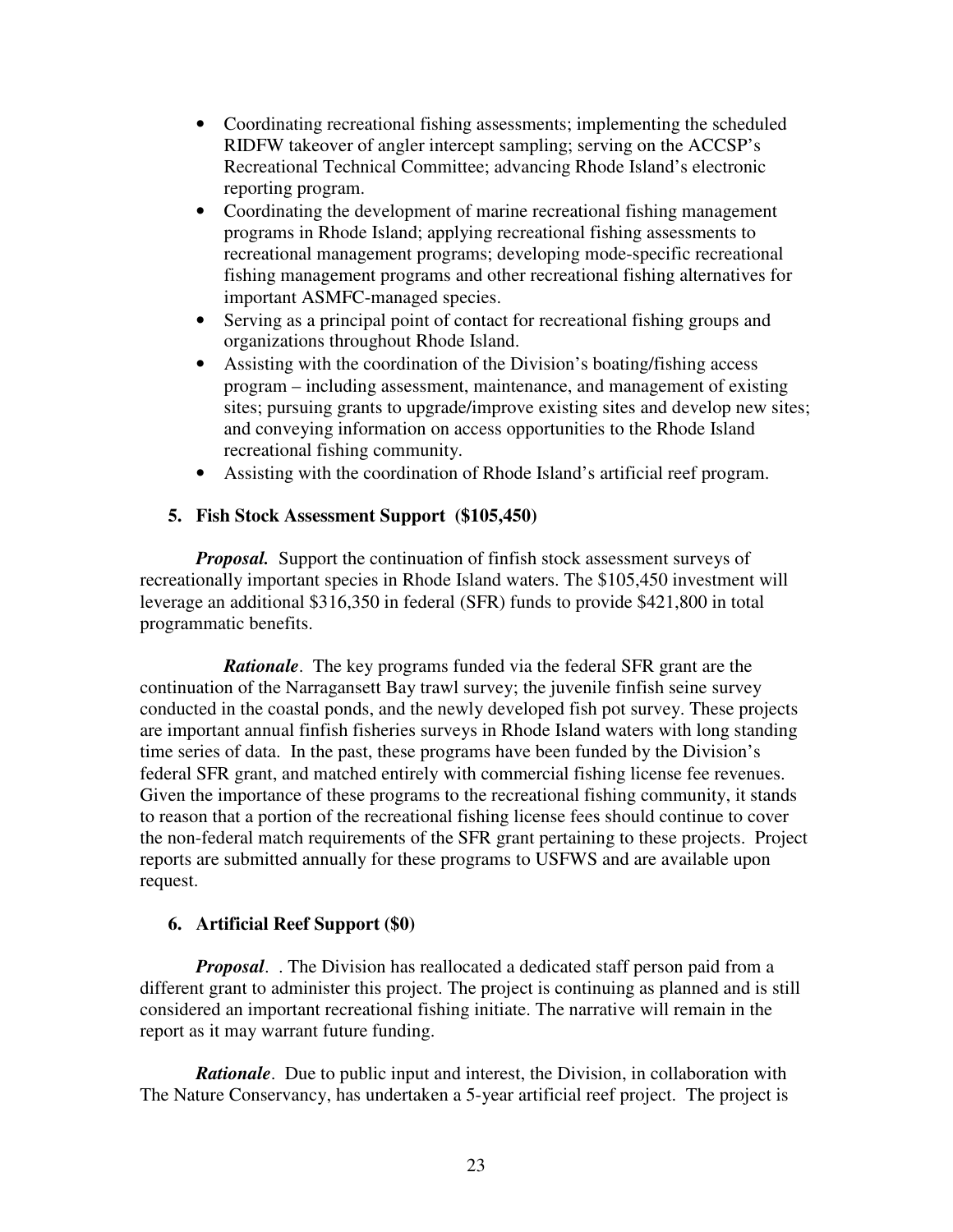- Coordinating recreational fishing assessments; implementing the scheduled RIDFW takeover of angler intercept sampling; serving on the ACCSP's Recreational Technical Committee; advancing Rhode Island's electronic reporting program.
- Coordinating the development of marine recreational fishing management programs in Rhode Island; applying recreational fishing assessments to recreational management programs; developing mode-specific recreational fishing management programs and other recreational fishing alternatives for important ASMFC-managed species.
- Serving as a principal point of contact for recreational fishing groups and organizations throughout Rhode Island.
- Assisting with the coordination of the Division's boating/fishing access program – including assessment, maintenance, and management of existing sites; pursuing grants to upgrade/improve existing sites and develop new sites; and conveying information on access opportunities to the Rhode Island recreational fishing community.
- Assisting with the coordination of Rhode Island's artificial reef program.

### 5. Fish Stock Assessment Support (\$105,450)

***Proposal.*** Support the continuation of finfish stock assessment surveys of recreationally important species in Rhode Island waters. The \$105,450 investment will leverage an additional \$316,350 in federal (SFR) funds to provide \$421,800 in total programmatic benefits.

***Rationale***. The key programs funded via the federal SFR grant are the continuation of the Narragansett Bay trawl survey; the juvenile finfish seine survey conducted in the coastal ponds, and the newly developed fish pot survey. These projects are important annual finfish fisheries surveys in Rhode Island waters with long standing time series of data. In the past, these programs have been funded by the Division's federal SFR grant, and matched entirely with commercial fishing license fee revenues. Given the importance of these programs to the recreational fishing community, it stands to reason that a portion of the recreational fishing license fees should continue to cover the non-federal match requirements of the SFR grant pertaining to these projects. Project reports are submitted annually for these programs to USFWS and are available upon request.

### 6. Artificial Reef Support (\$0)

***Proposal***. . The Division has reallocated a dedicated staff person paid from a different grant to administer this project. The project is continuing as planned and is still considered an important recreational fishing initiate. The narrative will remain in the report as it may warrant future funding.

***Rationale***. Due to public input and interest, the Division, in collaboration with The Nature Conservancy, has undertaken a 5-year artificial reef project. The project is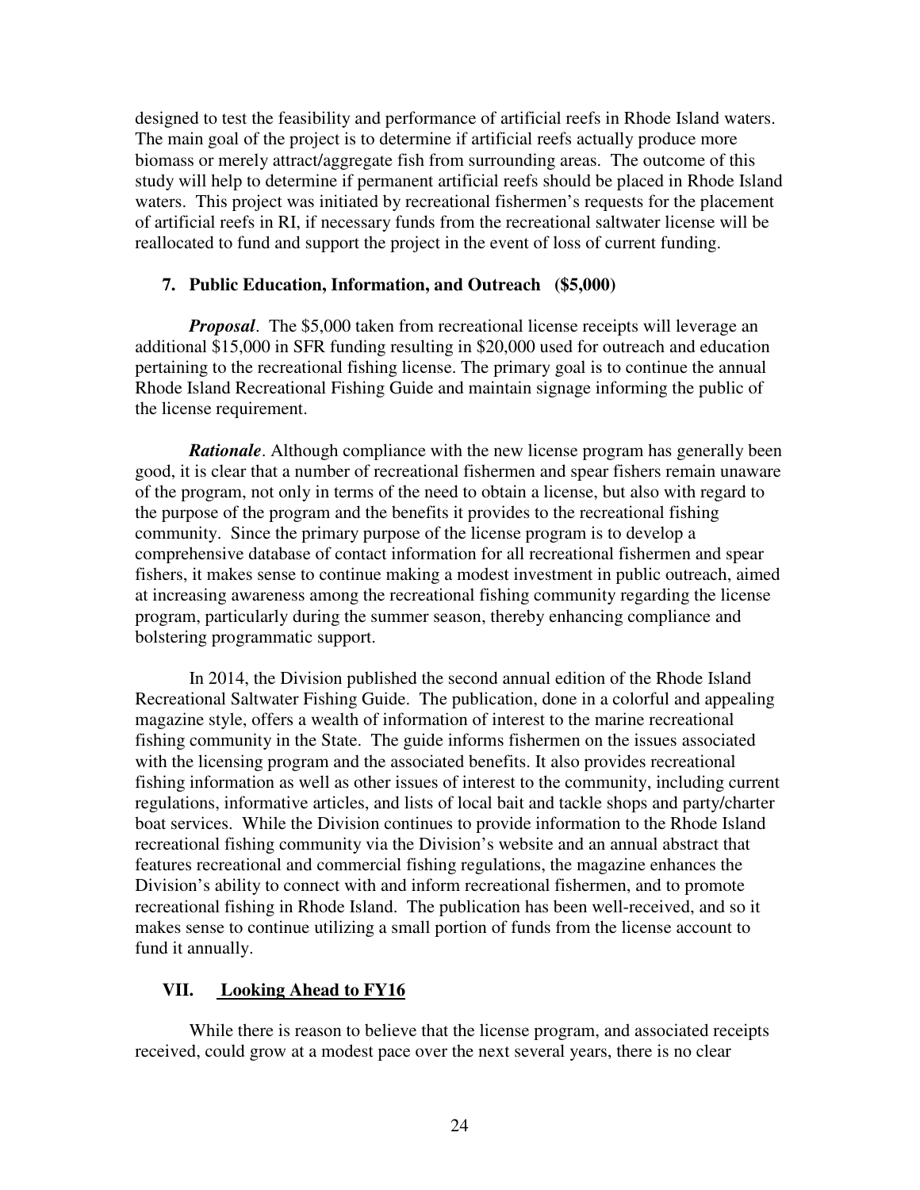designed to test the feasibility and performance of artificial reefs in Rhode Island waters. The main goal of the project is to determine if artificial reefs actually produce more biomass or merely attract/aggregate fish from surrounding areas. The outcome of this study will help to determine if permanent artificial reefs should be placed in Rhode Island waters. This project was initiated by recreational fishermen's requests for the placement of artificial reefs in RI, if necessary funds from the recreational saltwater license will be reallocated to fund and support the project in the event of loss of current funding.

### 7. Public Education, Information, and Outreach (\$5,000)

***Proposal***. The \$5,000 taken from recreational license receipts will leverage an additional \$15,000 in SFR funding resulting in \$20,000 used for outreach and education pertaining to the recreational fishing license. The primary goal is to continue the annual Rhode Island Recreational Fishing Guide and maintain signage informing the public of the license requirement.

***Rationale***. Although compliance with the new license program has generally been good, it is clear that a number of recreational fishermen and spear fishers remain unaware of the program, not only in terms of the need to obtain a license, but also with regard to the purpose of the program and the benefits it provides to the recreational fishing community. Since the primary purpose of the license program is to develop a comprehensive database of contact information for all recreational fishermen and spear fishers, it makes sense to continue making a modest investment in public outreach, aimed at increasing awareness among the recreational fishing community regarding the license program, particularly during the summer season, thereby enhancing compliance and bolstering programmatic support.

In 2014, the Division published the second annual edition of the Rhode Island Recreational Saltwater Fishing Guide. The publication, done in a colorful and appealing magazine style, offers a wealth of information of interest to the marine recreational fishing community in the State. The guide informs fishermen on the issues associated with the licensing program and the associated benefits. It also provides recreational fishing information as well as other issues of interest to the community, including current regulations, informative articles, and lists of local bait and tackle shops and party/charter boat services. While the Division continues to provide information to the Rhode Island recreational fishing community via the Division's website and an annual abstract that features recreational and commercial fishing regulations, the magazine enhances the Division's ability to connect with and inform recreational fishermen, and to promote recreational fishing in Rhode Island. The publication has been well-received, and so it makes sense to continue utilizing a small portion of funds from the license account to fund it annually.

## VII. <u>Looking Ahead to FY16</u>

While there is reason to believe that the license program, and associated receipts received, could grow at a modest pace over the next several years, there is no clear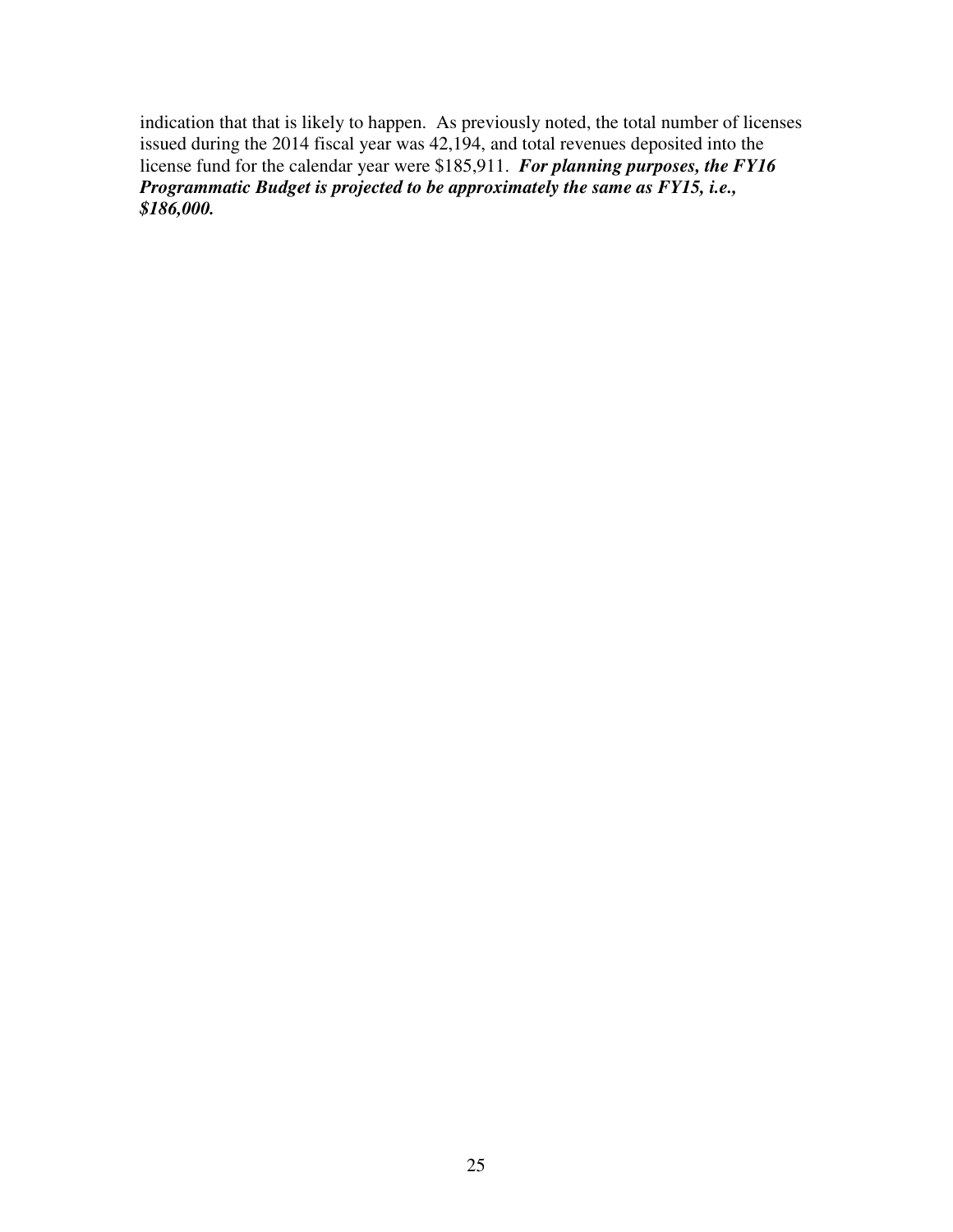indication that that is likely to happen. As previously noted, the total number of licenses issued during the 2014 fiscal year was 42,194, and total revenues deposited into the license fund for the calendar year were $185,911. ***For planning purposes, the FY16 Programmatic Budget is projected to be approximately the same as FY15, i.e., $186,000.***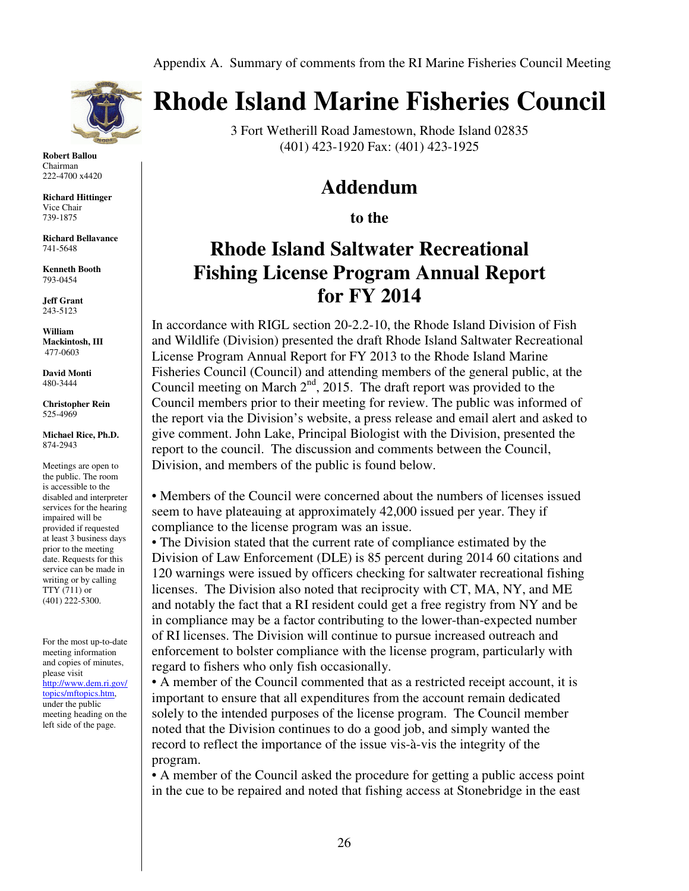Appendix A. Summary of comments from the RI Marine Fisheries Council Meeting

# Rhode Island Marine Fisheries Council

3 Fort Wetherill Road Jamestown, Rhode Island 02835
(401) 423-1920 Fax: (401) 423-1925

**Robert Ballou**
Chairman
222-4700 x4420

**Richard Hittinger**
Vice Chair
739-1875

**Richard Bellavance**
741-5648

**Kenneth Booth**
793-0454

**Jeff Grant**
243-5123

**William Mackintosh, III**
477-0603

**David Monti**
480-3444

**Christopher Rein**
525-4969

**Michael Rice, Ph.D.**
874-2943

Meetings are open to the public. The room is accessible to the disabled and interpreter services for the hearing impaired will be provided if requested at least 3 business days prior to the meeting date. Requests for this service can be made in writing or by calling TTY (711) or (401) 222-5300.

For the most up-to-date meeting information and copies of minutes, please visit http://www.dem.ri.gov/topics/mftopics.htm, under the public meeting heading on the left side of the page.

## Addendum

### to the

## Rhode Island Saltwater Recreational Fishing License Program Annual Report for FY 2014

In accordance with RIGL section 20-2.2-10, the Rhode Island Division of Fish and Wildlife (Division) presented the draft Rhode Island Saltwater Recreational License Program Annual Report for FY 2013 to the Rhode Island Marine Fisheries Council (Council) and attending members of the general public, at the Council meeting on March 2nd, 2015. The draft report was provided to the Council members prior to their meeting for review. The public was informed of the report via the Division's website, a press release and email alert and asked to give comment. John Lake, Principal Biologist with the Division, presented the report to the council. The discussion and comments between the Council, Division, and members of the public is found below.

- Members of the Council were concerned about the numbers of licenses issued seem to have plateauing at approximately 42,000 issued per year. They if compliance to the license program was an issue.
- The Division stated that the current rate of compliance estimated by the Division of Law Enforcement (DLE) is 85 percent during 2014 60 citations and 120 warnings were issued by officers checking for saltwater recreational fishing licenses. The Division also noted that reciprocity with CT, MA, NY, and ME and notably the fact that a RI resident could get a free registry from NY and be in compliance may be a factor contributing to the lower-than-expected number of RI licenses. The Division will continue to pursue increased outreach and enforcement to bolster compliance with the license program, particularly with regard to fishers who only fish occasionally.
- A member of the Council commented that as a restricted receipt account, it is important to ensure that all expenditures from the account remain dedicated solely to the intended purposes of the license program. The Council member noted that the Division continues to do a good job, and simply wanted the record to reflect the importance of the issue vis-à-vis the integrity of the program.
- A member of the Council asked the procedure for getting a public access point in the cue to be repaired and noted that fishing access at Stonebridge in the east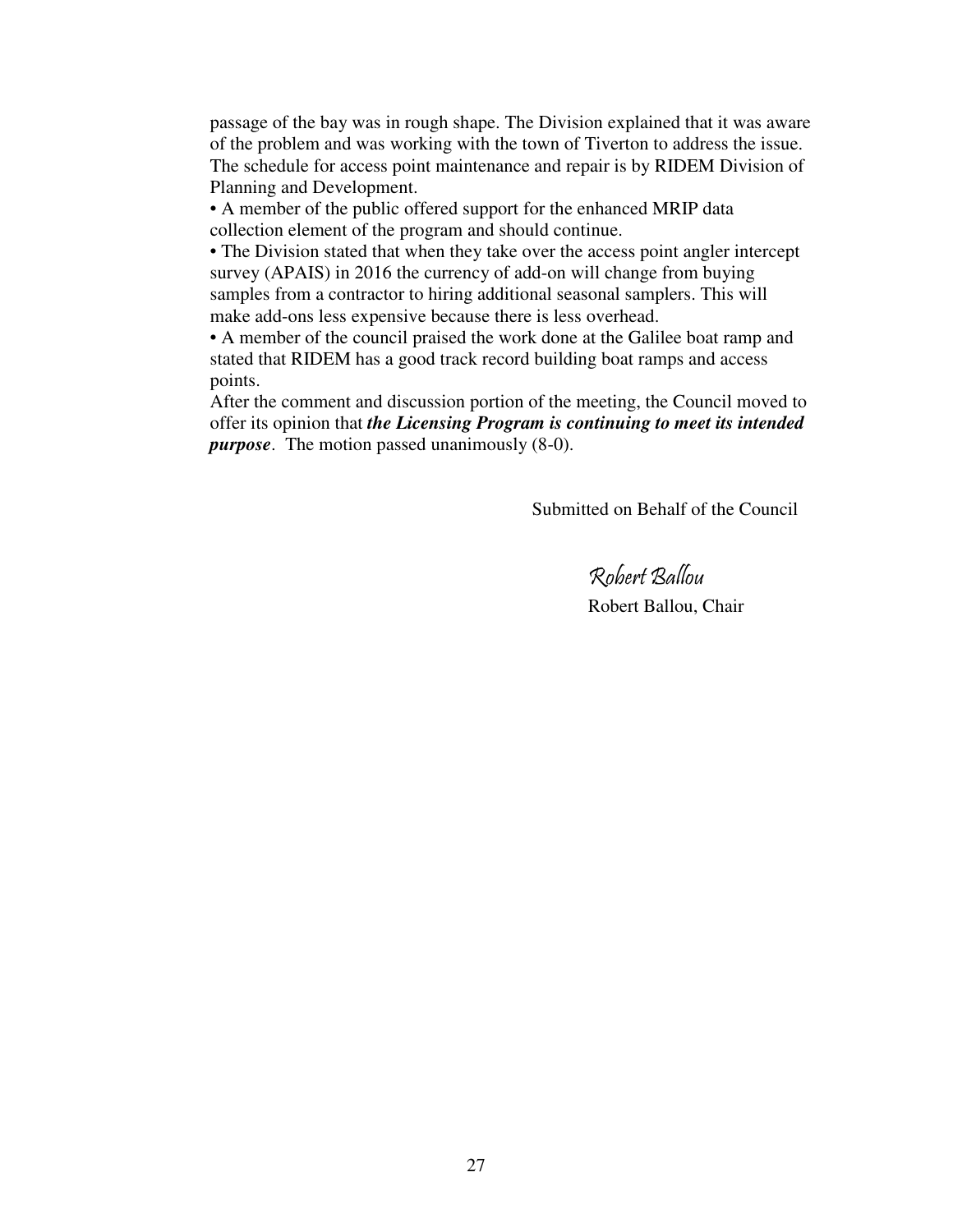passage of the bay was in rough shape. The Division explained that it was aware of the problem and was working with the town of Tiverton to address the issue. The schedule for access point maintenance and repair is by RIDEM Division of Planning and Development.

- A member of the public offered support for the enhanced MRIP data collection element of the program and should continue.
- The Division stated that when they take over the access point angler intercept survey (APAIS) in 2016 the currency of add-on will change from buying samples from a contractor to hiring additional seasonal samplers. This will make add-ons less expensive because there is less overhead.
- A member of the council praised the work done at the Galilee boat ramp and stated that RIDEM has a good track record building boat ramps and access points.

After the comment and discussion portion of the meeting, the Council moved to offer its opinion that ***the Licensing Program is continuing to meet its intended purpose***. The motion passed unanimously (8-0).

Submitted on Behalf of the Council

*Robert Ballou*

Robert Ballou, Chair